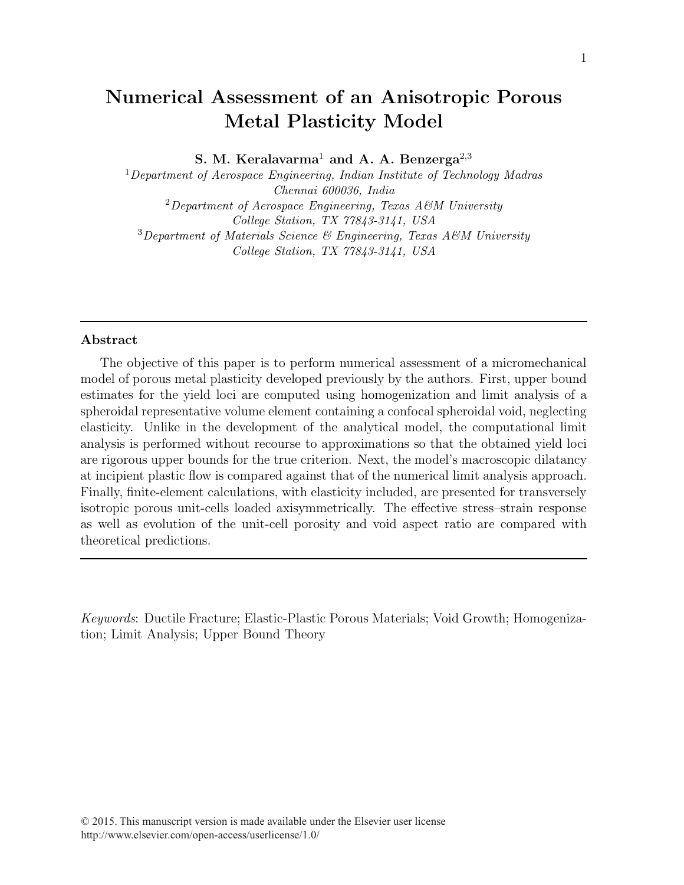# Numerical Assessment of an Anisotropic Porous Metal Plasticity Model

**S. M. Keralavarma[1] and A. A. Benzerga[2,3]**

[1] *Department of Aerospace Engineering, Indian Institute of Technology Madras Chennai 600036, India*

[2] *Department of Aerospace Engineering, Texas A&M University College Station, TX 77843-3141, USA*

[3] *Department of Materials Science & Engineering, Texas A&M University College Station, TX 77843-3141, USA*

---

### Abstract

The objective of this paper is to perform numerical assessment of a micromechanical model of porous metal plasticity developed previously by the authors. First, upper bound estimates for the yield loci are computed using homogenization and limit analysis of a spheroidal representative volume element containing a confocal spheroidal void, neglecting elasticity. Unlike in the development of the analytical model, the computational limit analysis is performed without recourse to approximations so that the obtained yield loci are rigorous upper bounds for the true criterion. Next, the model's macroscopic dilatancy at incipient plastic flow is compared against that of the numerical limit analysis approach. Finally, finite-element calculations, with elasticity included, are presented for transversely isotropic porous unit-cells loaded axisymmetrically. The effective stress–strain response as well as evolution of the unit-cell porosity and void aspect ratio are compared with theoretical predictions.

---

*Keywords*: Ductile Fracture; Elastic-Plastic Porous Materials; Void Growth; Homogenization; Limit Analysis; Upper Bound Theory

© 2015. This manuscript version is made available under the Elsevier user license http://www.elsevier.com/open-access/userlicense/1.0/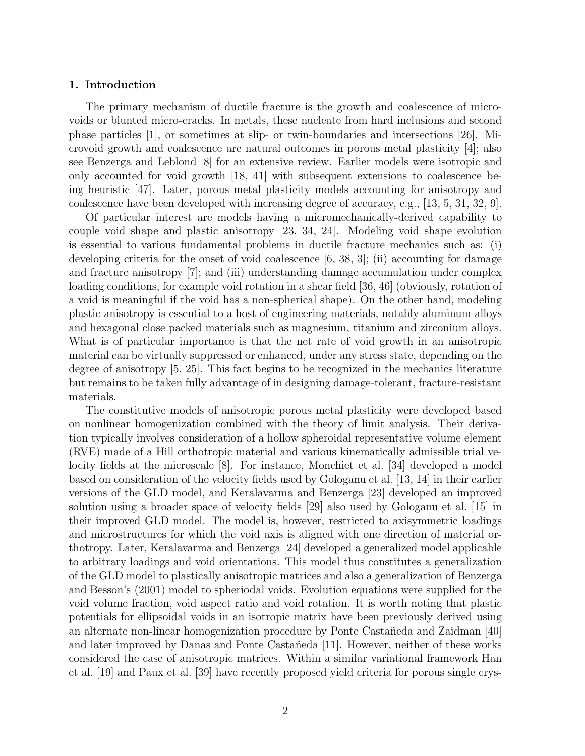## 1. Introduction

The primary mechanism of ductile fracture is the growth and coalescence of micro-voids or blunted micro-cracks. In metals, these nucleate from hard inclusions and second phase particles [1], or sometimes at slip- or twin-boundaries and intersections [26]. Microvoid growth and coalescence are natural outcomes in porous metal plasticity [4]; also see Benzerga and Leblond [8] for an extensive review. Earlier models were isotropic and only accounted for void growth [18, 41] with subsequent extensions to coalescence being heuristic [47]. Later, porous metal plasticity models accounting for anisotropy and coalescence have been developed with increasing degree of accuracy, e.g., [13, 5, 31, 32, 9].

Of particular interest are models having a micromechanically-derived capability to couple void shape and plastic anisotropy [23, 34, 24]. Modeling void shape evolution is essential to various fundamental problems in ductile fracture mechanics such as: (i) developing criteria for the onset of void coalescence [6, 38, 3]; (ii) accounting for damage and fracture anisotropy [7]; and (iii) understanding damage accumulation under complex loading conditions, for example void rotation in a shear field [36, 46] (obviously, rotation of a void is meaningful if the void has a non-spherical shape). On the other hand, modeling plastic anisotropy is essential to a host of engineering materials, notably aluminum alloys and hexagonal close packed materials such as magnesium, titanium and zirconium alloys. What is of particular importance is that the net rate of void growth in an anisotropic material can be virtually suppressed or enhanced, under any stress state, depending on the degree of anisotropy [5, 25]. This fact begins to be recognized in the mechanics literature but remains to be taken fully advantage of in designing damage-tolerant, fracture-resistant materials.

The constitutive models of anisotropic porous metal plasticity were developed based on nonlinear homogenization combined with the theory of limit analysis. Their derivation typically involves consideration of a hollow spheroidal representative volume element (RVE) made of a Hill orthotropic material and various kinematically admissible trial velocity fields at the microscale [8]. For instance, Monchiet et al. [34] developed a model based on consideration of the velocity fields used by Gologanu et al. [13, 14] in their earlier versions of the GLD model, and Keralavarma and Benzerga [23] developed an improved solution using a broader space of velocity fields [29] also used by Gologanu et al. [15] in their improved GLD model. The model is, however, restricted to axisymmetric loadings and microstructures for which the void axis is aligned with one direction of material orthotropy. Later, Keralavarma and Benzerga [24] developed a generalized model applicable to arbitrary loadings and void orientations. This model thus constitutes a generalization of the GLD model to plastically anisotropic matrices and also a generalization of Benzerga and Besson's (2001) model to spheriodal voids. Evolution equations were supplied for the void volume fraction, void aspect ratio and void rotation. It is worth noting that plastic potentials for ellipsoidal voids in an isotropic matrix have been previously derived using an alternate non-linear homogenization procedure by Ponte Castañeda and Zaidman [40] and later improved by Danas and Ponte Castañeda [11]. However, neither of these works considered the case of anisotropic matrices. Within a similar variational framework Han et al. [19] and Paux et al. [39] have recently proposed yield criteria for porous single crys-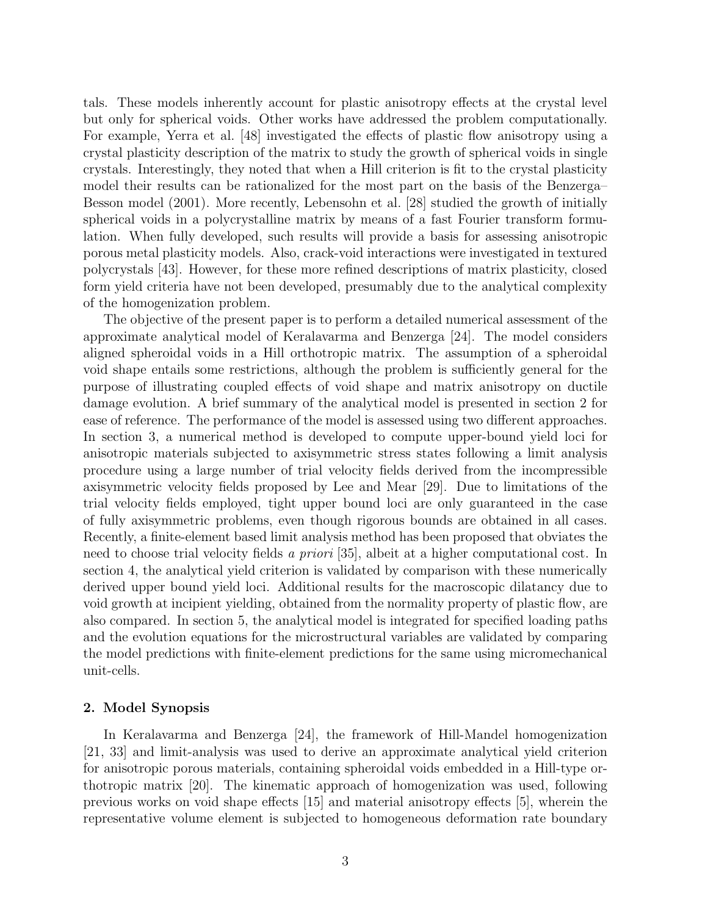tals. These models inherently account for plastic anisotropy effects at the crystal level but only for spherical voids. Other works have addressed the problem computationally. For example, Yerra et al. [48] investigated the effects of plastic flow anisotropy using a crystal plasticity description of the matrix to study the growth of spherical voids in single crystals. Interestingly, they noted that when a Hill criterion is fit to the crystal plasticity model their results can be rationalized for the most part on the basis of the Benzerga–Besson model (2001). More recently, Lebensohn et al. [28] studied the growth of initially spherical voids in a polycrystalline matrix by means of a fast Fourier transform formulation. When fully developed, such results will provide a basis for assessing anisotropic porous metal plasticity models. Also, crack-void interactions were investigated in textured polycrystals [43]. However, for these more refined descriptions of matrix plasticity, closed form yield criteria have not been developed, presumably due to the analytical complexity of the homogenization problem.

The objective of the present paper is to perform a detailed numerical assessment of the approximate analytical model of Keralavarma and Benzerga [24]. The model considers aligned spheroidal voids in a Hill orthotropic matrix. The assumption of a spheroidal void shape entails some restrictions, although the problem is sufficiently general for the purpose of illustrating coupled effects of void shape and matrix anisotropy on ductile damage evolution. A brief summary of the analytical model is presented in section 2 for ease of reference. The performance of the model is assessed using two different approaches. In section 3, a numerical method is developed to compute upper-bound yield loci for anisotropic materials subjected to axisymmetric stress states following a limit analysis procedure using a large number of trial velocity fields derived from the incompressible axisymmetric velocity fields proposed by Lee and Mear [29]. Due to limitations of the trial velocity fields employed, tight upper bound loci are only guaranteed in the case of fully axisymmetric problems, even though rigorous bounds are obtained in all cases. Recently, a finite-element based limit analysis method has been proposed that obviates the need to choose trial velocity fields *a priori* [35], albeit at a higher computational cost. In section 4, the analytical yield criterion is validated by comparison with these numerically derived upper bound yield loci. Additional results for the macroscopic dilatancy due to void growth at incipient yielding, obtained from the normality property of plastic flow, are also compared. In section 5, the analytical model is integrated for specified loading paths and the evolution equations for the microstructural variables are validated by comparing the model predictions with finite-element predictions for the same using micromechanical unit-cells.

## 2. Model Synopsis

In Keralavarma and Benzerga [24], the framework of Hill-Mandel homogenization [21, 33] and limit-analysis was used to derive an approximate analytical yield criterion for anisotropic porous materials, containing spheroidal voids embedded in a Hill-type orthotropic matrix [20]. The kinematic approach of homogenization was used, following previous works on void shape effects [15] and material anisotropy effects [5], wherein the representative volume element is subjected to homogeneous deformation rate boundary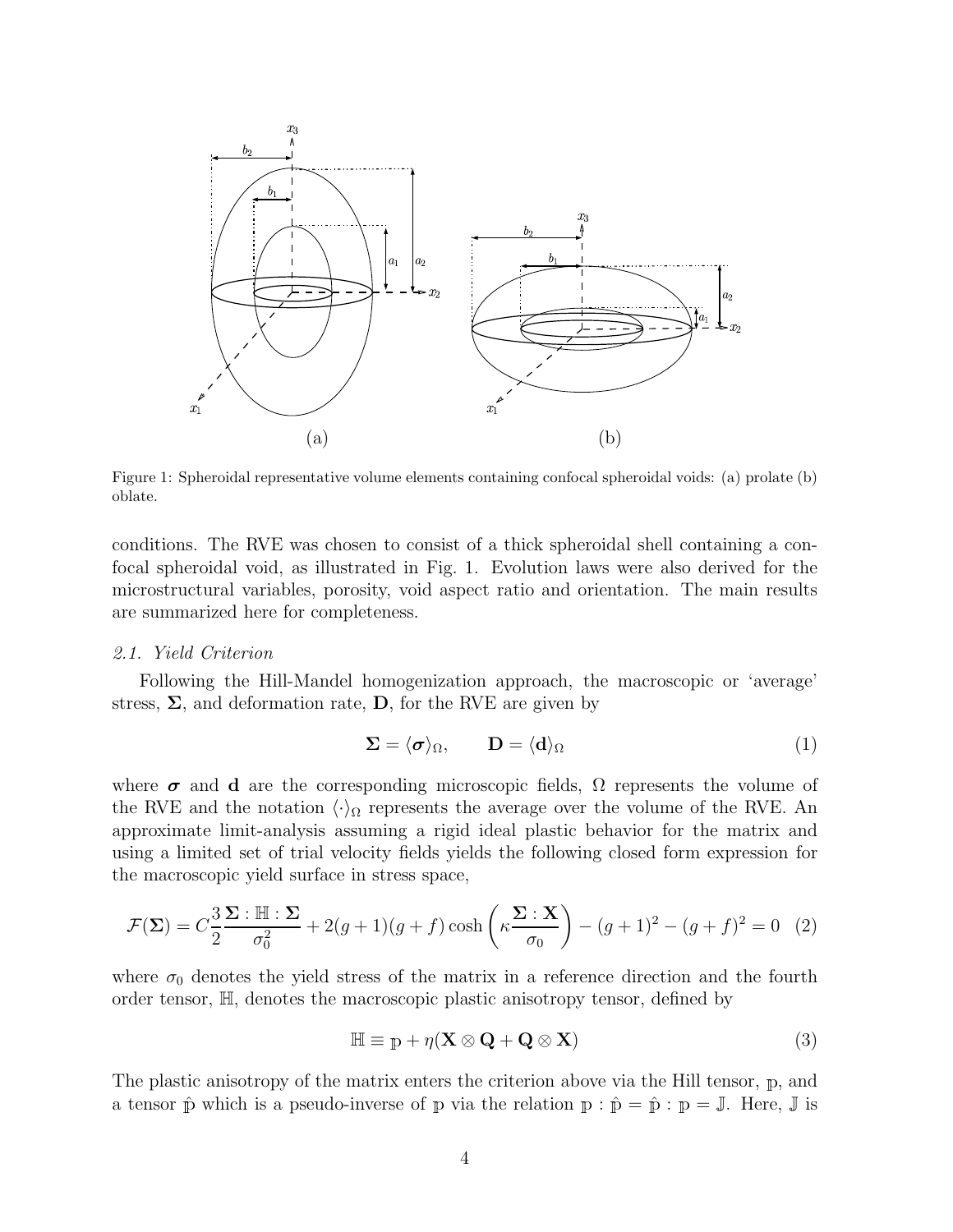Figure 1: Spheroidal representative volume elements containing confocal spheroidal voids: (a) prolate (b) oblate.

conditions. The RVE was chosen to consist of a thick spheroidal shell containing a confocal spheroidal void, as illustrated in Fig. 1. Evolution laws were also derived for the microstructural variables, porosity, void aspect ratio and orientation. The main results are summarized here for completeness.

### *2.1. Yield Criterion*

Following the Hill-Mandel homogenization approach, the macroscopic or 'average' stress, $\mathbf{\Sigma}$, and deformation rate, $\mathbf{D}$, for the RVE are given by

$$\mathbf{\Sigma} = \langle \boldsymbol{\sigma} \rangle_\Omega, \qquad \mathbf{D} = \langle \mathbf{d} \rangle_\Omega \tag{1}$$

where $\boldsymbol{\sigma}$ and $\mathbf{d}$ are the corresponding microscopic fields, $\Omega$ represents the volume of the RVE and the notation $\langle \cdot \rangle_\Omega$ represents the average over the volume of the RVE. An approximate limit-analysis assuming a rigid ideal plastic behavior for the matrix and using a limited set of trial velocity fields yields the following closed form expression for the macroscopic yield surface in stress space,

$$\mathcal{F}(\mathbf{\Sigma}) = C \frac{3}{2} \frac{\mathbf{\Sigma} : \mathbb{H} : \mathbf{\Sigma}}{\sigma_0^2} + 2(g+1)(g+f) \cosh\left( \kappa \frac{\mathbf{\Sigma} : \mathbf{X}}{\sigma_0} \right) - (g+1)^2 - (g+f)^2 = 0 \tag{2}$$

where $\sigma_0$ denotes the yield stress of the matrix in a reference direction and the fourth order tensor, $\mathbb{H}$, denotes the macroscopic plastic anisotropy tensor, defined by

$$\mathbb{H} \equiv \mathbb{p} + \eta (\mathbf{X} \otimes \mathbf{Q} + \mathbf{Q} \otimes \mathbf{X}) \tag{3}$$

The plastic anisotropy of the matrix enters the criterion above via the Hill tensor, $\mathbb{p}$, and a tensor $\hat{\mathbb{p}}$ which is a pseudo-inverse of $\mathbb{p}$ via the relation $\mathbb{p} : \hat{\mathbb{p}} = \hat{\mathbb{p}} : \mathbb{p} = \mathbb{J}$. Here, $\mathbb{J}$ is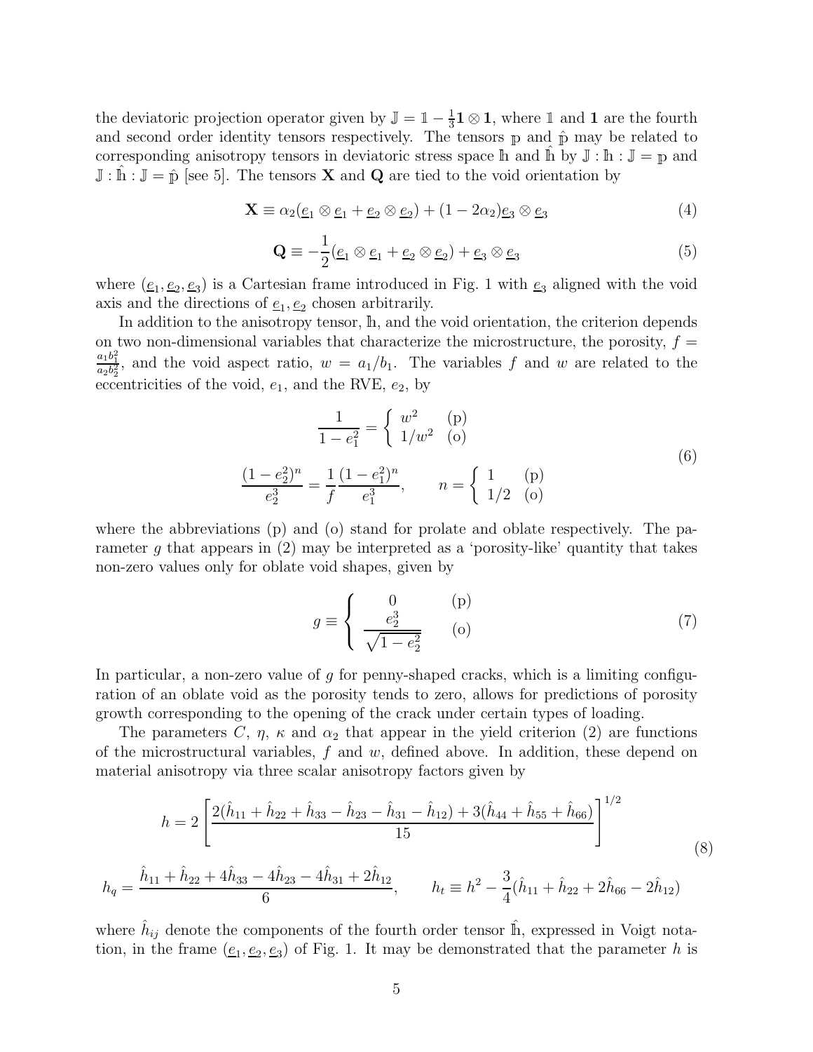the deviatoric projection operator given by $\mathbb{J} = \mathbb{1} - \frac{1}{3}\mathbf{1} \otimes \mathbf{1}$, where $\mathbb{1}$ and $\mathbf{1}$ are the fourth and second order identity tensors respectively. The tensors $\mathbb{p}$ and $\hat{\mathbb{p}}$ may be related to corresponding anisotropy tensors in deviatoric stress space $\mathbb{h}$ and $\hat{\mathbb{h}}$ by $\mathbb{J} : \mathbb{h} : \mathbb{J} = \mathbb{p}$ and $\mathbb{J} : \hat{\mathbb{h}} : \mathbb{J} = \hat{\mathbb{p}}$ [see 5]. The tensors $\mathbf{X}$ and $\mathbf{Q}$ are tied to the void orientation by

$$\mathbf{X} \equiv \alpha_2(\underline{e}_1 \otimes \underline{e}_1 + \underline{e}_2 \otimes \underline{e}_2) + (1 - 2\alpha_2)\underline{e}_3 \otimes \underline{e}_3 \tag{4}$$

$$\mathbf{Q} \equiv -\frac{1}{2}(\underline{e}_1 \otimes \underline{e}_1 + \underline{e}_2 \otimes \underline{e}_2) + \underline{e}_3 \otimes \underline{e}_3 \tag{5}$$

where $(\underline{e}_1, \underline{e}_2, \underline{e}_3)$ is a Cartesian frame introduced in Fig. 1 with $\underline{e}_3$ aligned with the void axis and the directions of $\underline{e}_1, \underline{e}_2$ chosen arbitrarily.

In addition to the anisotropy tensor, $\mathbb{h}$, and the void orientation, the criterion depends on two non-dimensional variables that characterize the microstructure, the porosity, $f = \frac{a_1 b_1^2}{a_2 b_2^2}$, and the void aspect ratio, $w = a_1/b_1$. The variables $f$ and $w$ are related to the eccentricities of the void, $e_1$, and the RVE, $e_2$, by

$$\frac{1}{1 - e_1^2} = \begin{cases} w^2 & \text{(p)} \\ 1/w^2 & \text{(o)} \end{cases}$$

$$\frac{(1 - e_2^2)^n}{e_2^3} = \frac{1}{f}\frac{(1 - e_1^2)^n}{e_1^3}, \qquad n = \begin{cases} 1 & \text{(p)} \\ 1/2 & \text{(o)} \end{cases} \tag{6}$$

where the abbreviations (p) and (o) stand for prolate and oblate respectively. The parameter $g$ that appears in (2) may be interpreted as a 'porosity-like' quantity that takes non-zero values only for oblate void shapes, given by

$$g \equiv \begin{cases} 0 & \text{(p)} \\ \dfrac{e_2^3}{\sqrt{1 - e_2^2}} & \text{(o)} \end{cases} \tag{7}$$

In particular, a non-zero value of $g$ for penny-shaped cracks, which is a limiting configuration of an oblate void as the porosity tends to zero, allows for predictions of porosity growth corresponding to the opening of the crack under certain types of loading.

The parameters $C$, $\eta$, $\kappa$ and $\alpha_2$ that appear in the yield criterion (2) are functions of the microstructural variables, $f$ and $w$, defined above. In addition, these depend on material anisotropy via three scalar anisotropy factors given by

$$h = 2\left[\frac{2(\hat{h}_{11} + \hat{h}_{22} + \hat{h}_{33} - \hat{h}_{23} - \hat{h}_{31} - \hat{h}_{12}) + 3(\hat{h}_{44} + \hat{h}_{55} + \hat{h}_{66})}{15}\right]^{1/2}$$

$$h_q = \frac{\hat{h}_{11} + \hat{h}_{22} + 4\hat{h}_{33} - 4\hat{h}_{23} - 4\hat{h}_{31} + 2\hat{h}_{12}}{6}, \qquad h_t \equiv h^2 - \frac{3}{4}(\hat{h}_{11} + \hat{h}_{22} + 2\hat{h}_{66} - 2\hat{h}_{12}) \tag{8}$$

where $\hat{h}_{ij}$ denote the components of the fourth order tensor $\hat{\mathbb{h}}$, expressed in Voigt notation, in the frame $(\underline{e}_1, \underline{e}_2, \underline{e}_3)$ of Fig. 1. It may be demonstrated that the parameter $h$ is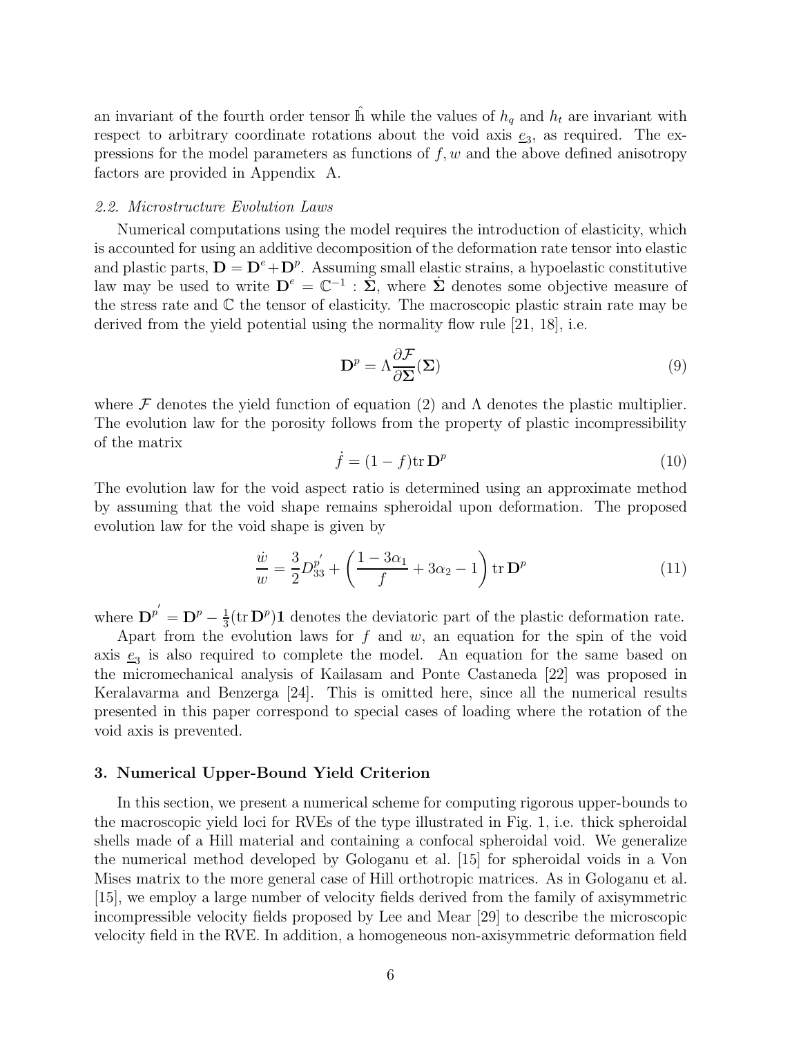an invariant of the fourth order tensor $\hat{\mathbb{h}}$ while the values of $h_q$ and $h_t$ are invariant with respect to arbitrary coordinate rotations about the void axis $\underline{e}_3$, as required. The expressions for the model parameters as functions of $f, w$ and the above defined anisotropy factors are provided in Appendix A.

### *2.2. Microstructure Evolution Laws*

Numerical computations using the model requires the introduction of elasticity, which is accounted for using an additive decomposition of the deformation rate tensor into elastic and plastic parts, $\mathbf{D} = \mathbf{D}^e + \mathbf{D}^p$. Assuming small elastic strains, a hypoelastic constitutive law may be used to write $\mathbf{D}^e = \mathbb{C}^{-1} : \dot{\mathbf{\Sigma}}$, where $\dot{\mathbf{\Sigma}}$ denotes some objective measure of the stress rate and $\mathbb{C}$ the tensor of elasticity. The macroscopic plastic strain rate may be derived from the yield potential using the normality flow rule [21, 18], i.e.

$$\mathbf{D}^p = \Lambda \frac{\partial \mathcal{F}}{\partial \mathbf{\Sigma}}(\mathbf{\Sigma}) \tag{9}$$

where $\mathcal{F}$ denotes the yield function of equation (2) and $\Lambda$ denotes the plastic multiplier. The evolution law for the porosity follows from the property of plastic incompressibility of the matrix

$$\dot{f} = (1-f) \operatorname{tr} \mathbf{D}^p \tag{10}$$

The evolution law for the void aspect ratio is determined using an approximate method by assuming that the void shape remains spheroidal upon deformation. The proposed evolution law for the void shape is given by

$$\frac{\dot{w}}{w} = \frac{3}{2} D_{33}^{p'} + \left( \frac{1 - 3\alpha_1}{f} + 3\alpha_2 - 1 \right) \operatorname{tr} \mathbf{D}^p \tag{11}$$

where $\mathbf{D}^{p'} = \mathbf{D}^p - \frac{1}{3}(\operatorname{tr} \mathbf{D}^p)\mathbf{1}$ denotes the deviatoric part of the plastic deformation rate.

Apart from the evolution laws for $f$ and $w$, an equation for the spin of the void axis $\underline{e}_3$ is also required to complete the model. An equation for the same based on the micromechanical analysis of Kailasam and Ponte Castaneda [22] was proposed in Keralavarma and Benzerga [24]. This is omitted here, since all the numerical results presented in this paper correspond to special cases of loading where the rotation of the void axis is prevented.

## 3. Numerical Upper-Bound Yield Criterion

In this section, we present a numerical scheme for computing rigorous upper-bounds to the macroscopic yield loci for RVEs of the type illustrated in Fig. 1, i.e. thick spheroidal shells made of a Hill material and containing a confocal spheroidal void. We generalize the numerical method developed by Gologanu et al. [15] for spheroidal voids in a Von Mises matrix to the more general case of Hill orthotropic matrices. As in Gologanu et al. [15], we employ a large number of velocity fields derived from the family of axisymmetric incompressible velocity fields proposed by Lee and Mear [29] to describe the microscopic velocity field in the RVE. In addition, a homogeneous non-axisymmetric deformation field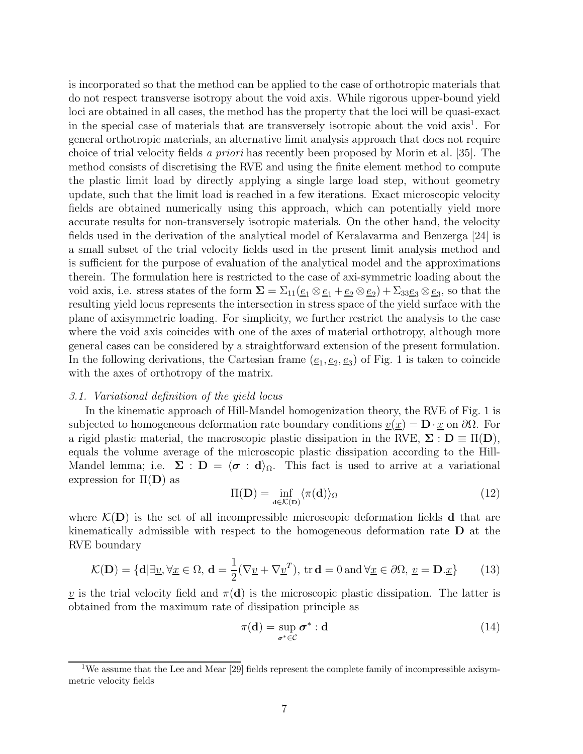is incorporated so that the method can be applied to the case of orthotropic materials that do not respect transverse isotropy about the void axis. While rigorous upper-bound yield loci are obtained in all cases, the method has the property that the loci will be quasi-exact in the special case of materials that are transversely isotropic about the void axis[1]. For general orthotropic materials, an alternative limit analysis approach that does not require choice of trial velocity fields *a priori* has recently been proposed by Morin et al. [35]. The method consists of discretising the RVE and using the finite element method to compute the plastic limit load by directly applying a single large load step, without geometry update, such that the limit load is reached in a few iterations. Exact microscopic velocity fields are obtained numerically using this approach, which can potentially yield more accurate results for non-transversely isotropic materials. On the other hand, the velocity fields used in the derivation of the analytical model of Keralavarma and Benzerga [24] is a small subset of the trial velocity fields used in the present limit analysis method and is sufficient for the purpose of evaluation of the analytical model and the approximations therein. The formulation here is restricted to the case of axi-symmetric loading about the void axis, i.e. stress states of the form $\mathbf{\Sigma} = \Sigma_{11}(\underline{e}_1 \otimes \underline{e}_1 + \underline{e}_2 \otimes \underline{e}_2) + \Sigma_{33}\underline{e}_3 \otimes \underline{e}_3$, so that the resulting yield locus represents the intersection in stress space of the yield surface with the plane of axisymmetric loading. For simplicity, we further restrict the analysis to the case where the void axis coincides with one of the axes of material orthotropy, although more general cases can be considered by a straightforward extension of the present formulation. In the following derivations, the Cartesian frame $(\underline{e}_1, \underline{e}_2, \underline{e}_3)$ of Fig. 1 is taken to coincide with the axes of orthotropy of the matrix.

### *3.1. Variational definition of the yield locus*

In the kinematic approach of Hill-Mandel homogenization theory, the RVE of Fig. 1 is subjected to homogeneous deformation rate boundary conditions $\underline{v}(\underline{x}) = \mathbf{D} \cdot \underline{x}$ on $\partial\Omega$. For a rigid plastic material, the macroscopic plastic dissipation in the RVE, $\mathbf{\Sigma} : \mathbf{D} \equiv \Pi(\mathbf{D})$, equals the volume average of the microscopic plastic dissipation according to the Hill-Mandel lemma; i.e. $\mathbf{\Sigma} : \mathbf{D} = \langle \boldsymbol{\sigma} : \mathbf{d} \rangle_\Omega$. This fact is used to arrive at a variational expression for $\Pi(\mathbf{D})$ as

$$\Pi(\mathbf{D}) = \inf_{\mathbf{d} \in \mathcal{K}(\mathbf{D})} \langle \pi(\mathbf{d}) \rangle_\Omega \tag{12}$$

where $\mathcal{K}(\mathbf{D})$ is the set of all incompressible microscopic deformation fields $\mathbf{d}$ that are kinematically admissible with respect to the homogeneous deformation rate $\mathbf{D}$ at the RVE boundary

$$\mathcal{K}(\mathbf{D}) = \{\mathbf{d} | \exists \underline{v}, \forall \underline{x} \in \Omega,\, \mathbf{d} = \frac{1}{2}(\nabla \underline{v} + \nabla \underline{v}^T),\, \operatorname{tr} \mathbf{d} = 0 \,\text{and}\, \forall \underline{x} \in \partial\Omega,\, \underline{v} = \mathbf{D}.\underline{x}\} \tag{13}$$

$\underline{v}$ is the trial velocity field and $\pi(\mathbf{d})$ is the microscopic plastic dissipation. The latter is obtained from the maximum rate of dissipation principle as

$$\pi(\mathbf{d}) = \sup_{\boldsymbol{\sigma}^* \in \mathcal{C}} \boldsymbol{\sigma}^* : \mathbf{d} \tag{14}$$

[1] We assume that the Lee and Mear [29] fields represent the complete family of incompressible axisymmetric velocity fields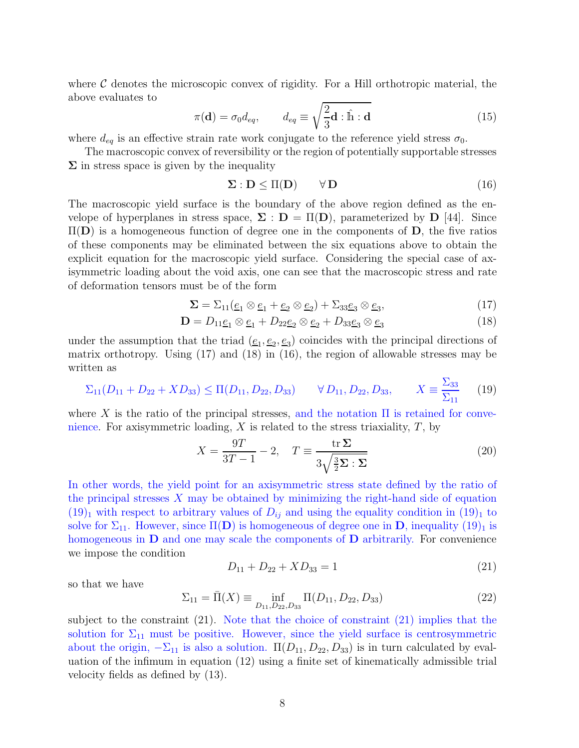where $\mathcal{C}$ denotes the microscopic convex of rigidity. For a Hill orthotropic material, the above evaluates to

$$\pi(\mathbf{d}) = \sigma_0 d_{eq}, \qquad d_{eq} \equiv \sqrt{\frac{2}{3}\mathbf{d} : \hat{\mathbb{h}} : \mathbf{d}} \tag{15}$$

where $d_{eq}$ is an effective strain rate work conjugate to the reference yield stress $\sigma_0$.

The macroscopic convex of reversibility or the region of potentially supportable stresses $\mathbf{\Sigma}$ in stress space is given by the inequality

$$\mathbf{\Sigma} : \mathbf{D} \leq \Pi(\mathbf{D}) \qquad \forall\, \mathbf{D} \tag{16}$$

The macroscopic yield surface is the boundary of the above region defined as the envelope of hyperplanes in stress space, $\mathbf{\Sigma} : \mathbf{D} = \Pi(\mathbf{D})$, parameterized by $\mathbf{D}$ [44]. Since $\Pi(\mathbf{D})$ is a homogeneous function of degree one in the components of $\mathbf{D}$, the five ratios of these components may be eliminated between the six equations above to obtain the explicit equation for the macroscopic yield surface. Considering the special case of axisymmetric loading about the void axis, one can see that the macroscopic stress and rate of deformation tensors must be of the form

$$\mathbf{\Sigma} = \Sigma_{11}(\underline{e}_1 \otimes \underline{e}_1 + \underline{e}_2 \otimes \underline{e}_2) + \Sigma_{33}\underline{e}_3 \otimes \underline{e}_3, \tag{17}$$

$$\mathbf{D} = D_{11}\underline{e}_1 \otimes \underline{e}_1 + D_{22}\underline{e}_2 \otimes \underline{e}_2 + D_{33}\underline{e}_3 \otimes \underline{e}_3 \tag{18}$$

under the assumption that the triad $(\underline{e}_1, \underline{e}_2, \underline{e}_3)$ coincides with the principal directions of matrix orthotropy. Using (17) and (18) in (16), the region of allowable stresses may be written as

$$\Sigma_{11}(D_{11} + D_{22} + XD_{33}) \leq \Pi(D_{11}, D_{22}, D_{33}) \qquad \forall\, D_{11}, D_{22}, D_{33}, \qquad X \equiv \frac{\Sigma_{33}}{\Sigma_{11}} \tag{19}$$

where $X$ is the ratio of the principal stresses, and the notation $\Pi$ is retained for convenience. For axisymmetric loading, $X$ is related to the stress triaxiality, $T$, by

$$X = \frac{9T}{3T-1} - 2, \quad T \equiv \frac{\operatorname{tr}\mathbf{\Sigma}}{3\sqrt{\frac{3}{2}\mathbf{\Sigma} : \mathbf{\Sigma}}} \tag{20}$$

In other words, the yield point for an axisymmetric stress state defined by the ratio of the principal stresses $X$ may be obtained by minimizing the right-hand side of equation $(19)_1$ with respect to arbitrary values of $D_{ij}$ and using the equality condition in $(19)_1$ to solve for $\Sigma_{11}$. However, since $\Pi(\mathbf{D})$ is homogeneous of degree one in $\mathbf{D}$, inequality $(19)_1$ is homogeneous in $\mathbf{D}$ and one may scale the components of $\mathbf{D}$ arbitrarily. For convenience we impose the condition

$$D_{11} + D_{22} + XD_{33} = 1 \tag{21}$$

so that we have

$$\Sigma_{11} = \bar{\Pi}(X) \equiv \inf_{D_{11}, D_{22}, D_{33}} \Pi(D_{11}, D_{22}, D_{33}) \tag{22}$$

subject to the constraint (21). Note that the choice of constraint (21) implies that the solution for $\Sigma_{11}$ must be positive. However, since the yield surface is centrosymmetric about the origin, $-\Sigma_{11}$ is also a solution. $\Pi(D_{11}, D_{22}, D_{33})$ is in turn calculated by evaluation of the infimum in equation (12) using a finite set of kinematically admissible trial velocity fields as defined by (13).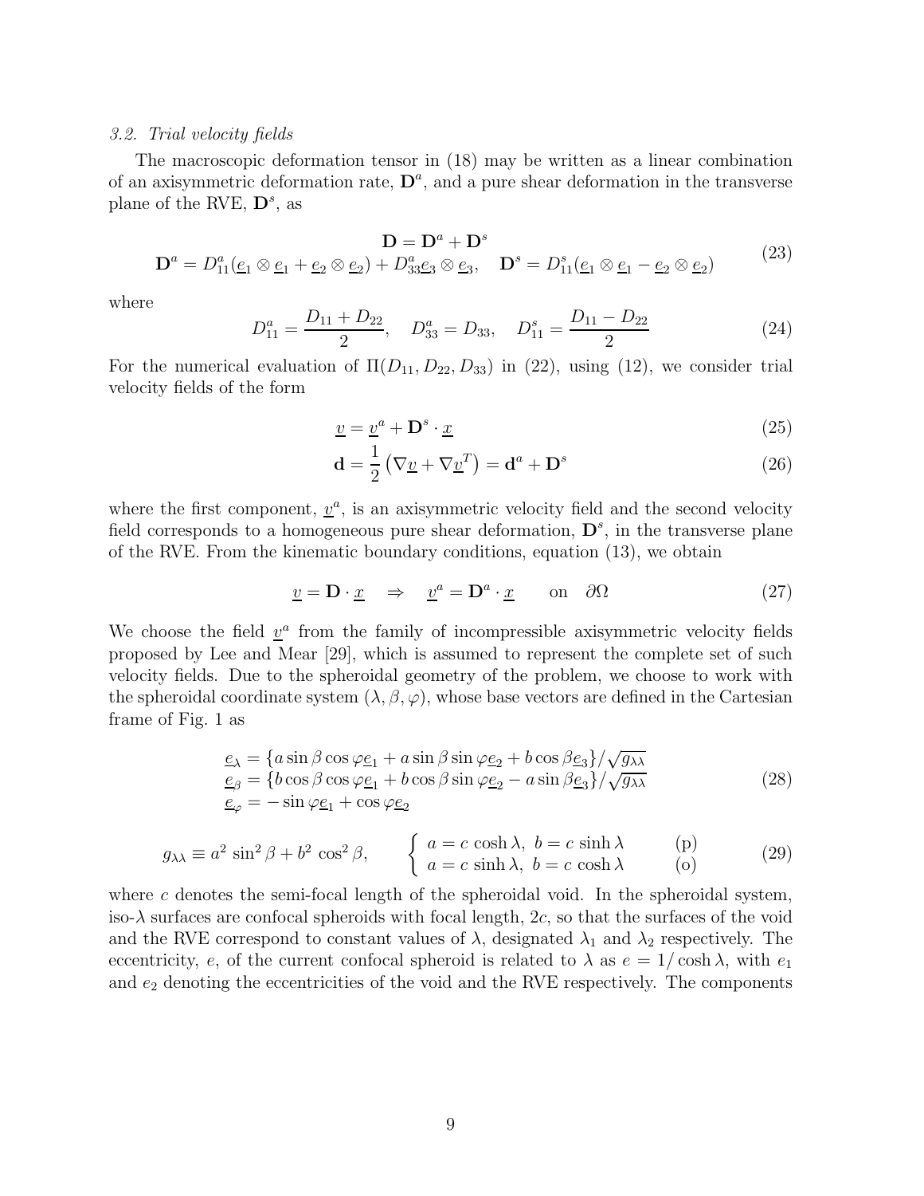*3.2. Trial velocity fields*

The macroscopic deformation tensor in (18) may be written as a linear combination of an axisymmetric deformation rate, $\mathbf{D}^a$, and a pure shear deformation in the transverse plane of the RVE, $\mathbf{D}^s$, as

$$
\begin{gathered}
\mathbf{D} = \mathbf{D}^a + \mathbf{D}^s \\
\mathbf{D}^a = D^a_{11}(\underline{e}_1 \otimes \underline{e}_1 + \underline{e}_2 \otimes \underline{e}_2) + D^a_{33}\underline{e}_3 \otimes \underline{e}_3, \quad \mathbf{D}^s = D^s_{11}(\underline{e}_1 \otimes \underline{e}_1 - \underline{e}_2 \otimes \underline{e}_2)
\end{gathered}
\tag{23}
$$

where

$$
D^a_{11} = \frac{D_{11} + D_{22}}{2}, \quad D^a_{33} = D_{33}, \quad D^s_{11} = \frac{D_{11} - D_{22}}{2} \tag{24}
$$

For the numerical evaluation of $\Pi(D_{11}, D_{22}, D_{33})$ in (22), using (12), we consider trial velocity fields of the form

$$
\underline{v} = \underline{v}^a + \mathbf{D}^s \cdot \underline{x} \tag{25}
$$

$$
\mathbf{d} = \frac{1}{2}\left(\nabla \underline{v} + \nabla \underline{v}^T\right) = \mathbf{d}^a + \mathbf{D}^s \tag{26}
$$

where the first component, $\underline{v}^a$, is an axisymmetric velocity field and the second velocity field corresponds to a homogeneous pure shear deformation, $\mathbf{D}^s$, in the transverse plane of the RVE. From the kinematic boundary conditions, equation (13), we obtain

$$
\underline{v} = \mathbf{D} \cdot \underline{x} \quad \Rightarrow \quad \underline{v}^a = \mathbf{D}^a \cdot \underline{x} \qquad \text{on} \quad \partial\Omega \tag{27}
$$

We choose the field $\underline{v}^a$ from the family of incompressible axisymmetric velocity fields proposed by Lee and Mear [29], which is assumed to represent the complete set of such velocity fields. Due to the spheroidal geometry of the problem, we choose to work with the spheroidal coordinate system $(\lambda, \beta, \varphi)$, whose base vectors are defined in the Cartesian frame of Fig. 1 as

$$
\begin{aligned}
&\underline{e}_\lambda = \{a \sin\beta \cos\varphi \underline{e}_1 + a \sin\beta \sin\varphi \underline{e}_2 + b \cos\beta \underline{e}_3\}/\sqrt{g_{\lambda\lambda}} \\
&\underline{e}_\beta = \{b \cos\beta \cos\varphi \underline{e}_1 + b \cos\beta \sin\varphi \underline{e}_2 - a \sin\beta \underline{e}_3\}/\sqrt{g_{\lambda\lambda}} \\
&\underline{e}_\varphi = -\sin\varphi \underline{e}_1 + \cos\varphi \underline{e}_2
\end{aligned}
\tag{28}
$$

$$
g_{\lambda\lambda} \equiv a^2 \sin^2\beta + b^2 \cos^2\beta, \qquad \left\{ \begin{array}{ll} a = c \cosh\lambda, \ b = c \sinh\lambda & \quad \text{(p)} \\ a = c \sinh\lambda, \ b = c \cosh\lambda & \quad \text{(o)} \end{array} \right. \tag{29}
$$

where $c$ denotes the semi-focal length of the spheroidal void. In the spheroidal system, iso-$\lambda$ surfaces are confocal spheroids with focal length, $2c$, so that the surfaces of the void and the RVE correspond to constant values of $\lambda$, designated $\lambda_1$ and $\lambda_2$ respectively. The eccentricity, $e$, of the current confocal spheroid is related to $\lambda$ as $e = 1/\cosh\lambda$, with $e_1$ and $e_2$ denoting the eccentricities of the void and the RVE respectively. The components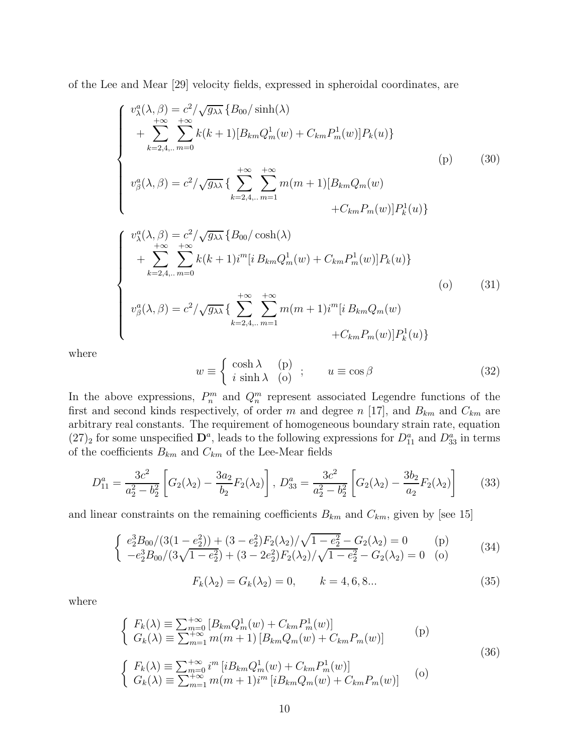of the Lee and Mear [29] velocity fields, expressed in spheroidal coordinates, are

$$
\begin{cases}
v^a_\lambda(\lambda,\beta) = c^2/\sqrt{g_{\lambda\lambda}}\,\{B_{00}/\sinh(\lambda) \\
\quad + \displaystyle\sum_{k=2,4,..}^{+\infty}\sum_{m=0}^{+\infty} k(k+1)[B_{km}Q^1_m(w) + C_{km}P^1_m(w)]P_k(u)\} \\
 \\
v^a_\beta(\lambda,\beta) = c^2/\sqrt{g_{\lambda\lambda}}\,\{\displaystyle\sum_{k=2,4,..}^{+\infty}\sum_{m=1}^{+\infty} m(m+1)[B_{km}Q_m(w) \\
\qquad\qquad\qquad\qquad\qquad\qquad + C_{km}P_m(w)]P^1_k(u)\}
\end{cases}
\quad \text{(p)} \qquad (30)
$$

$$
\begin{cases}
v^a_\lambda(\lambda,\beta) = c^2/\sqrt{g_{\lambda\lambda}}\,\{B_{00}/\cosh(\lambda) \\
\quad + \displaystyle\sum_{k=2,4,..}^{+\infty}\sum_{m=0}^{+\infty} k(k+1)i^m[i\,B_{km}Q^1_m(w) + C_{km}P^1_m(w)]P_k(u)\} \\
 \\
v^a_\beta(\lambda,\beta) = c^2/\sqrt{g_{\lambda\lambda}}\,\{\displaystyle\sum_{k=2,4,..}^{+\infty}\sum_{m=1}^{+\infty} m(m+1)i^m[i\,B_{km}Q_m(w) \\
\qquad\qquad\qquad\qquad\qquad\qquad + C_{km}P_m(w)]P^1_k(u)\}
\end{cases}
\quad \text{(o)} \qquad (31)
$$

where

$$
w \equiv \begin{cases} \cosh\lambda & \text{(p)} \\ i\,\sinh\lambda & \text{(o)} \end{cases} \;; \qquad u \equiv \cos\beta \qquad (32)
$$

In the above expressions, $P^m_n$ and $Q^m_n$ represent associated Legendre functions of the first and second kinds respectively, of order $m$ and degree $n$ [17], and $B_{km}$ and $C_{km}$ are arbitrary real constants. The requirement of homogeneous boundary strain rate, equation $(27)_2$ for some unspecified $\mathbf{D}^a$, leads to the following expressions for $D^a_{11}$ and $D^a_{33}$ in terms of the coefficients $B_{km}$ and $C_{km}$ of the Lee-Mear fields

$$
D^a_{11} = \frac{3c^2}{a_2^2 - b_2^2}\left[G_2(\lambda_2) - \frac{3a_2}{b_2}F_2(\lambda_2)\right],\; D^a_{33} = \frac{3c^2}{a_2^2 - b_2^2}\left[G_2(\lambda_2) - \frac{3b_2}{a_2}F_2(\lambda_2)\right] \qquad (33)
$$

and linear constraints on the remaining coefficients $B_{km}$ and $C_{km}$, given by [see 15]

$$
\begin{cases}
e_2^3 B_{00}/(3(1-e_2^2)) + (3-e_2^2)F_2(\lambda_2)/\sqrt{1-e_2^2} - G_2(\lambda_2) = 0 & \text{(p)} \\
-e_2^3 B_{00}/(3\sqrt{1-e_2^2}) + (3-2e_2^2)F_2(\lambda_2)/\sqrt{1-e_2^2} - G_2(\lambda_2) = 0 & \text{(o)}
\end{cases} \qquad (34)
$$

$$
F_k(\lambda_2) = G_k(\lambda_2) = 0, \qquad k = 4, 6, 8... \qquad (35)
$$

where

$$
\begin{cases}
F_k(\lambda) \equiv \sum_{m=0}^{+\infty}\left[B_{km}Q^1_m(w) + C_{km}P^1_m(w)\right] \\
G_k(\lambda) \equiv \sum_{m=1}^{+\infty} m(m+1)\left[B_{km}Q_m(w) + C_{km}P_m(w)\right]
\end{cases} \quad \text{(p)}
$$

$$
\begin{cases}
F_k(\lambda) \equiv \sum_{m=0}^{+\infty} i^m\left[iB_{km}Q^1_m(w) + C_{km}P^1_m(w)\right] \\
G_k(\lambda) \equiv \sum_{m=1}^{+\infty} m(m+1)i^m\left[iB_{km}Q_m(w) + C_{km}P_m(w)\right]
\end{cases} \quad \text{(o)} \qquad (36)
$$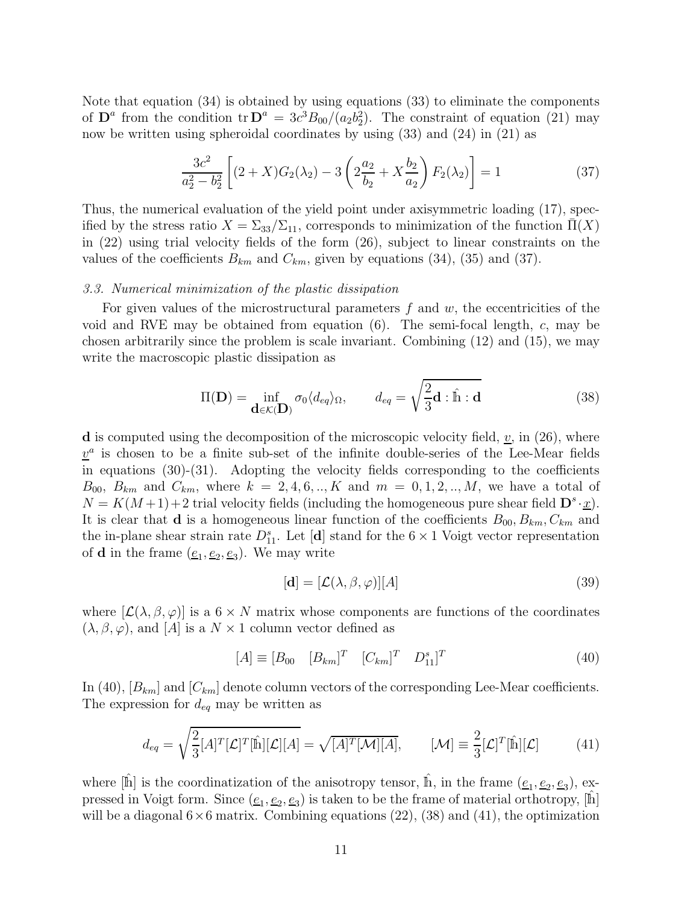Note that equation (34) is obtained by using equations (33) to eliminate the components of $\mathbf{D}^a$ from the condition $\operatorname{tr}\mathbf{D}^a = 3c^3 B_{00}/(a_2 b_2^2)$. The constraint of equation (21) may now be written using spheroidal coordinates by using (33) and (24) in (21) as

$$\frac{3c^2}{a_2^2 - b_2^2}\left[(2+X)G_2(\lambda_2) - 3\left(2\frac{a_2}{b_2} + X\frac{b_2}{a_2}\right)F_2(\lambda_2)\right] = 1 \tag{37}$$

Thus, the numerical evaluation of the yield point under axisymmetric loading (17), specified by the stress ratio $X = \Sigma_{33}/\Sigma_{11}$, corresponds to minimization of the function $\bar{\Pi}(X)$ in (22) using trial velocity fields of the form (26), subject to linear constraints on the values of the coefficients $B_{km}$ and $C_{km}$, given by equations (34), (35) and (37).

### *3.3. Numerical minimization of the plastic dissipation*

For given values of the microstructural parameters $f$ and $w$, the eccentricities of the void and RVE may be obtained from equation (6). The semi-focal length, $c$, may be chosen arbitrarily since the problem is scale invariant. Combining (12) and (15), we may write the macroscopic plastic dissipation as

$$\Pi(\mathbf{D}) = \inf_{\mathbf{d}\in\mathcal{K}(\mathbf{D})} \sigma_0 \langle d_{eq}\rangle_\Omega, \qquad d_{eq} = \sqrt{\frac{2}{3}\mathbf{d} : \hat{\mathbb{h}} : \mathbf{d}} \tag{38}$$

$\mathbf{d}$ is computed using the decomposition of the microscopic velocity field, $\underline{v}$, in (26), where $\underline{v}^a$ is chosen to be a finite sub-set of the infinite double-series of the Lee-Mear fields in equations (30)-(31). Adopting the velocity fields corresponding to the coefficients $B_{00}$, $B_{km}$ and $C_{km}$, where $k = 2, 4, 6, .., K$ and $m = 0, 1, 2, .., M$, we have a total of $N = K(M+1)+2$ trial velocity fields (including the homogeneous pure shear field $\mathbf{D}^s\cdot\underline{x}$). It is clear that $\mathbf{d}$ is a homogeneous linear function of the coefficients $B_{00}, B_{km}, C_{km}$ and the in-plane shear strain rate $D^s_{11}$. Let $[\mathbf{d}]$ stand for the $6\times 1$ Voigt vector representation of $\mathbf{d}$ in the frame $(\underline{e}_1, \underline{e}_2, \underline{e}_3)$. We may write

$$[\mathbf{d}] = [\mathcal{L}(\lambda, \beta, \varphi)][A] \tag{39}$$

where $[\mathcal{L}(\lambda, \beta, \varphi)]$ is a $6\times N$ matrix whose components are functions of the coordinates $(\lambda, \beta, \varphi)$, and $[A]$ is a $N\times 1$ column vector defined as

$$[A] \equiv [B_{00} \quad [B_{km}]^T \quad [C_{km}]^T \quad D^s_{11}]^T \tag{40}$$

In (40), $[B_{km}]$ and $[C_{km}]$ denote column vectors of the corresponding Lee-Mear coefficients. The expression for $d_{eq}$ may be written as

$$d_{eq} = \sqrt{\frac{2}{3}[A]^T[\mathcal{L}]^T[\hat{\mathbb{h}}][\mathcal{L}][A]} = \sqrt{[A]^T[\mathcal{M}][A]}, \qquad [\mathcal{M}] \equiv \frac{2}{3}[\mathcal{L}]^T[\hat{\mathbb{h}}][\mathcal{L}] \tag{41}$$

where $[\hat{\mathbb{h}}]$ is the coordinatization of the anisotropy tensor, $\hat{\mathbb{h}}$, in the frame $(\underline{e}_1, \underline{e}_2, \underline{e}_3)$, expressed in Voigt form. Since $(\underline{e}_1, \underline{e}_2, \underline{e}_3)$ is taken to be the frame of material orthotropy, $[\hat{\mathbb{h}}]$ will be a diagonal $6\times 6$ matrix. Combining equations (22), (38) and (41), the optimization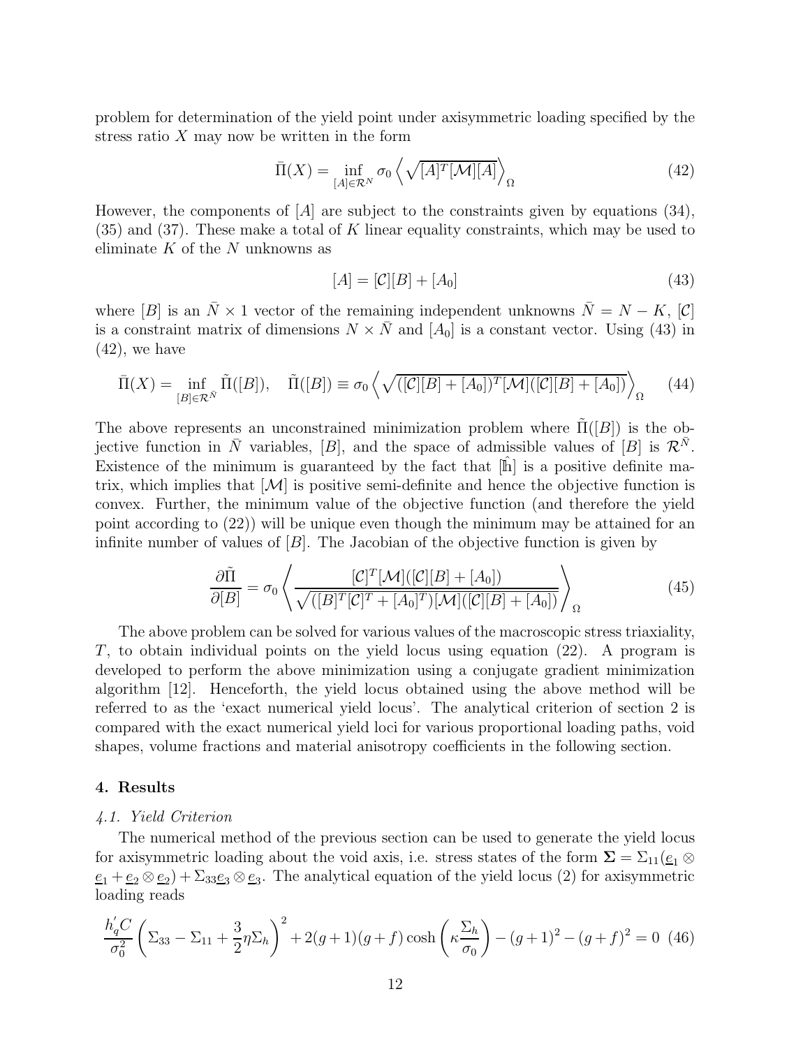problem for determination of the yield point under axisymmetric loading specified by the stress ratio $X$ may now be written in the form

$$\bar{\Pi}(X) = \inf_{[A]\in\mathcal{R}^N} \sigma_0 \left\langle \sqrt{[A]^T[\mathcal{M}][A]} \right\rangle_\Omega \tag{42}$$

However, the components of $[A]$ are subject to the constraints given by equations (34), (35) and (37). These make a total of $K$ linear equality constraints, which may be used to eliminate $K$ of the $N$ unknowns as

$$[A] = [\mathcal{C}][B] + [A_0] \tag{43}$$

where $[B]$ is an $\bar{N}\times 1$ vector of the remaining independent unknowns $\bar{N} = N - K$, $[\mathcal{C}]$ is a constraint matrix of dimensions $N \times \bar{N}$ and $[A_0]$ is a constant vector. Using (43) in (42), we have

$$\bar{\Pi}(X) = \inf_{[B]\in\mathcal{R}^{\bar{N}}} \tilde{\Pi}([B]), \quad \tilde{\Pi}([B]) \equiv \sigma_0 \left\langle \sqrt{([\mathcal{C}][B] + [A_0])^T[\mathcal{M}]([\mathcal{C}][B] + [A_0])} \right\rangle_\Omega \tag{44}$$

The above represents an unconstrained minimization problem where $\tilde{\Pi}([B])$ is the objective function in $\bar{N}$ variables, $[B]$, and the space of admissible values of $[B]$ is $\mathcal{R}^{\bar{N}}$. Existence of the minimum is guaranteed by the fact that $[\hat{\mathbb{h}}]$ is a positive definite matrix, which implies that $[\mathcal{M}]$ is positive semi-definite and hence the objective function is convex. Further, the minimum value of the objective function (and therefore the yield point according to (22)) will be unique even though the minimum may be attained for an infinite number of values of $[B]$. The Jacobian of the objective function is given by

$$\frac{\partial\tilde{\Pi}}{\partial[B]} = \sigma_0 \left\langle \frac{[\mathcal{C}]^T[\mathcal{M}]([\mathcal{C}][B] + [A_0])}{\sqrt{([B]^T[\mathcal{C}]^T + [A_0]^T)[\mathcal{M}]([\mathcal{C}][B] + [A_0])}} \right\rangle_\Omega \tag{45}$$

The above problem can be solved for various values of the macroscopic stress triaxiality, $T$, to obtain individual points on the yield locus using equation (22). A program is developed to perform the above minimization using a conjugate gradient minimization algorithm [12]. Henceforth, the yield locus obtained using the above method will be referred to as the 'exact numerical yield locus'. The analytical criterion of section 2 is compared with the exact numerical yield loci for various proportional loading paths, void shapes, volume fractions and material anisotropy coefficients in the following section.

## 4. Results

### *4.1. Yield Criterion*

The numerical method of the previous section can be used to generate the yield locus for axisymmetric loading about the void axis, i.e. stress states of the form $\mathbf{\Sigma} = \Sigma_{11}(\underline{e}_1 \otimes \underline{e}_1 + \underline{e}_2 \otimes \underline{e}_2) + \Sigma_{33}\underline{e}_3 \otimes \underline{e}_3$. The analytical equation of the yield locus (2) for axisymmetric loading reads

$$\frac{h_q' C}{\sigma_0^2}\left(\Sigma_{33} - \Sigma_{11} + \frac{3}{2}\eta\Sigma_h\right)^2 + 2(g+1)(g+f)\cosh\left(\kappa\frac{\Sigma_h}{\sigma_0}\right) - (g+1)^2 - (g+f)^2 = 0 \tag{46}$$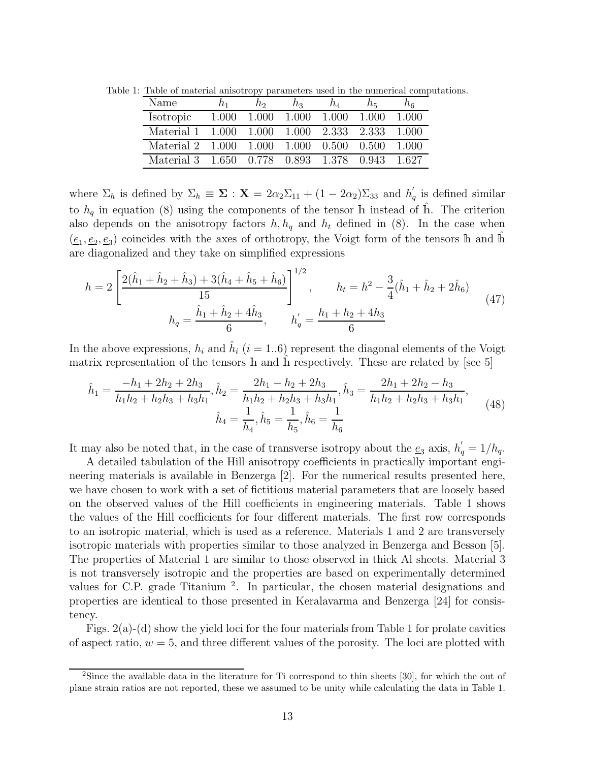Table 1: Table of material anisotropy parameters used in the numerical computations.

| Name | $h_1$ | $h_2$ | $h_3$ | $h_4$ | $h_5$ | $h_6$ |
|---|---|---|---|---|---|---|
| Isotropic | 1.000 | 1.000 | 1.000 | 1.000 | 1.000 | 1.000 |
| Material 1 | 1.000 | 1.000 | 1.000 | 2.333 | 2.333 | 1.000 |
| Material 2 | 1.000 | 1.000 | 1.000 | 0.500 | 0.500 | 1.000 |
| Material 3 | 1.650 | 0.778 | 0.893 | 1.378 | 0.943 | 1.627 |

where $\Sigma_h$ is defined by $\Sigma_h \equiv \mathbf{\Sigma} : \mathbf{X} = 2\alpha_2\Sigma_{11} + (1-2\alpha_2)\Sigma_{33}$ and $h_q^{'}$ is defined similar to $h_q$ in equation (8) using the components of the tensor $\mathbb{h}$ instead of $\hat{\mathbb{h}}$. The criterion also depends on the anisotropy factors $h, h_q$ and $h_t$ defined in (8). In the case when $(\underline{e}_1, \underline{e}_2, \underline{e}_3)$ coincides with the axes of orthotropy, the Voigt form of the tensors $\mathbb{h}$ and $\hat{\mathbb{h}}$ are diagonalized and they take on simplified expressions

$$
\begin{gathered}
h = 2\left[\frac{2(\hat{h}_1+\hat{h}_2+\hat{h}_3)+3(\hat{h}_4+\hat{h}_5+\hat{h}_6)}{15}\right]^{1/2}, \qquad h_t = h^2 - \frac{3}{4}(\hat{h}_1+\hat{h}_2+2\hat{h}_6) \\
h_q = \frac{\hat{h}_1+\hat{h}_2+4\hat{h}_3}{6}, \qquad h_q^{'} = \frac{h_1+h_2+4h_3}{6}
\end{gathered}
\tag{47}
$$

In the above expressions, $h_i$ and $\hat{h}_i$ $(i = 1..6)$ represent the diagonal elements of the Voigt matrix representation of the tensors $\mathbb{h}$ and $\hat{\mathbb{h}}$ respectively. These are related by [see 5]

$$
\begin{gathered}
\hat{h}_1 = \frac{-h_1+2h_2+2h_3}{h_1h_2+h_2h_3+h_3h_1}, \hat{h}_2 = \frac{2h_1-h_2+2h_3}{h_1h_2+h_2h_3+h_3h_1}, \hat{h}_3 = \frac{2h_1+2h_2-h_3}{h_1h_2+h_2h_3+h_3h_1}, \\
\hat{h}_4 = \frac{1}{h_4}, \hat{h}_5 = \frac{1}{h_5}, \hat{h}_6 = \frac{1}{h_6}
\end{gathered}
\tag{48}
$$

It may also be noted that, in the case of transverse isotropy about the $\underline{e}_3$ axis, $h_q^{'} = 1/h_q$.

A detailed tabulation of the Hill anisotropy coefficients in practically important engineering materials is available in Benzerga [2]. For the numerical results presented here, we have chosen to work with a set of fictitious material parameters that are loosely based on the observed values of the Hill coefficients in engineering materials. Table 1 shows the values of the Hill coefficients for four different materials. The first row corresponds to an isotropic material, which is used as a reference. Materials 1 and 2 are transversely isotropic materials with properties similar to those analyzed in Benzerga and Besson [5]. The properties of Material 1 are similar to those observed in thick Al sheets. Material 3 is not transversely isotropic and the properties are based on experimentally determined values for C.P. grade Titanium [2]. In particular, the chosen material designations and properties are identical to those presented in Keralavarma and Benzerga [24] for consistency.

Figs. 2(a)-(d) show the yield loci for the four materials from Table 1 for prolate cavities of aspect ratio, $w = 5$, and three different values of the porosity. The loci are plotted with

[2]Since the available data in the literature for Ti correspond to thin sheets [30], for which the out of plane strain ratios are not reported, these we assumed to be unity while calculating the data in Table 1.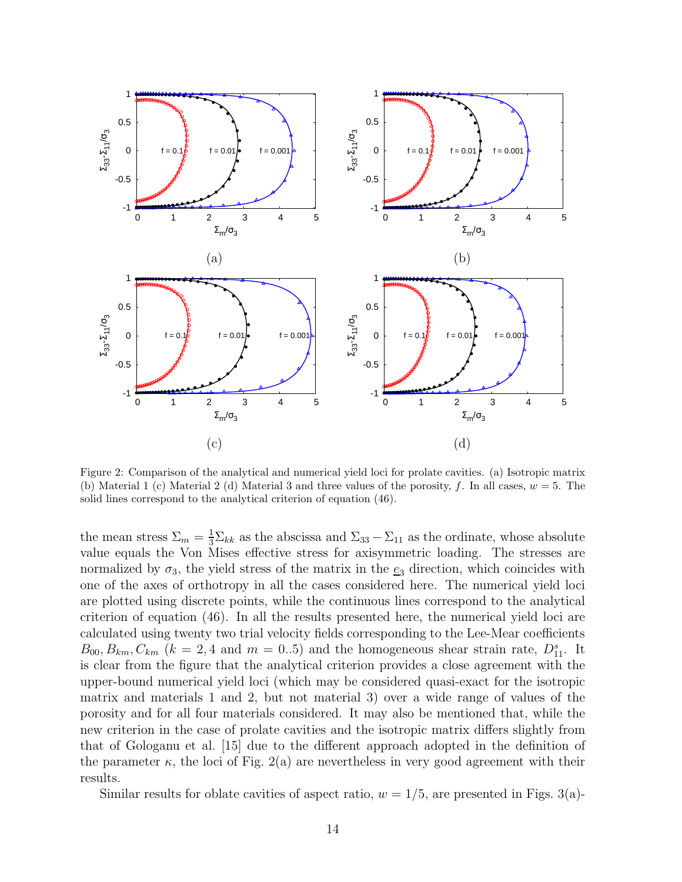Figure 2: Comparison of the analytical and numerical yield loci for prolate cavities. (a) Isotropic matrix (b) Material 1 (c) Material 2 (d) Material 3 and three values of the porosity, $f$. In all cases, $w = 5$. The solid lines correspond to the analytical criterion of equation (46).

the mean stress $\Sigma_m = \frac{1}{3}\Sigma_{kk}$ as the abscissa and $\Sigma_{33} - \Sigma_{11}$ as the ordinate, whose absolute value equals the Von Mises effective stress for axisymmetric loading. The stresses are normalized by $\sigma_3$, the yield stress of the matrix in the $\underline{e}_3$ direction, which coincides with one of the axes of orthotropy in all the cases considered here. The numerical yield loci are plotted using discrete points, while the continuous lines correspond to the analytical criterion of equation (46). In all the results presented here, the numerical yield loci are calculated using twenty two trial velocity fields corresponding to the Lee-Mear coefficients $B_{00}, B_{km}, C_{km}$ ($k = 2, 4$ and $m = 0..5$) and the homogeneous shear strain rate, $D_{11}^s$. It is clear from the figure that the analytical criterion provides a close agreement with the upper-bound numerical yield loci (which may be considered quasi-exact for the isotropic matrix and materials 1 and 2, but not material 3) over a wide range of values of the porosity and for all four materials considered. It may also be mentioned that, while the new criterion in the case of prolate cavities and the isotropic matrix differs slightly from that of Gologanu et al. [15] due to the different approach adopted in the definition of the parameter $\kappa$, the loci of Fig. 2(a) are nevertheless in very good agreement with their results.

Similar results for oblate cavities of aspect ratio, $w = 1/5$, are presented in Figs. 3(a)-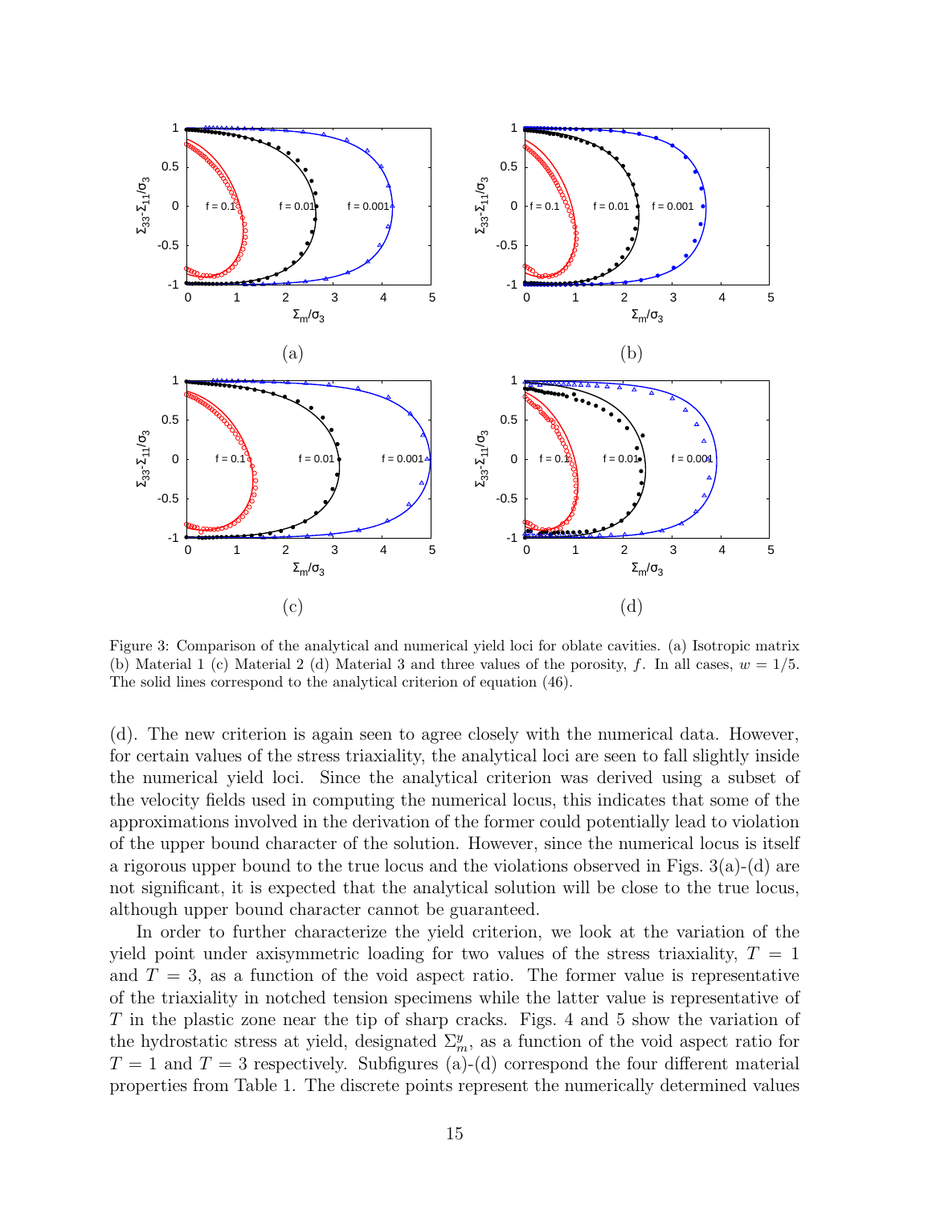Figure 3: Comparison of the analytical and numerical yield loci for oblate cavities. (a) Isotropic matrix (b) Material 1 (c) Material 2 (d) Material 3 and three values of the porosity, $f$. In all cases, $w = 1/5$. The solid lines correspond to the analytical criterion of equation (46).

(d). The new criterion is again seen to agree closely with the numerical data. However, for certain values of the stress triaxiality, the analytical loci are seen to fall slightly inside the numerical yield loci. Since the analytical criterion was derived using a subset of the velocity fields used in computing the numerical locus, this indicates that some of the approximations involved in the derivation of the former could potentially lead to violation of the upper bound character of the solution. However, since the numerical locus is itself a rigorous upper bound to the true locus and the violations observed in Figs. 3(a)-(d) are not significant, it is expected that the analytical solution will be close to the true locus, although upper bound character cannot be guaranteed.

In order to further characterize the yield criterion, we look at the variation of the yield point under axisymmetric loading for two values of the stress triaxiality, $T = 1$ and $T = 3$, as a function of the void aspect ratio. The former value is representative of the triaxiality in notched tension specimens while the latter value is representative of $T$ in the plastic zone near the tip of sharp cracks. Figs. 4 and 5 show the variation of the hydrostatic stress at yield, designated $\Sigma_m^y$, as a function of the void aspect ratio for $T = 1$ and $T = 3$ respectively. Subfigures (a)-(d) correspond the four different material properties from Table 1. The discrete points represent the numerically determined values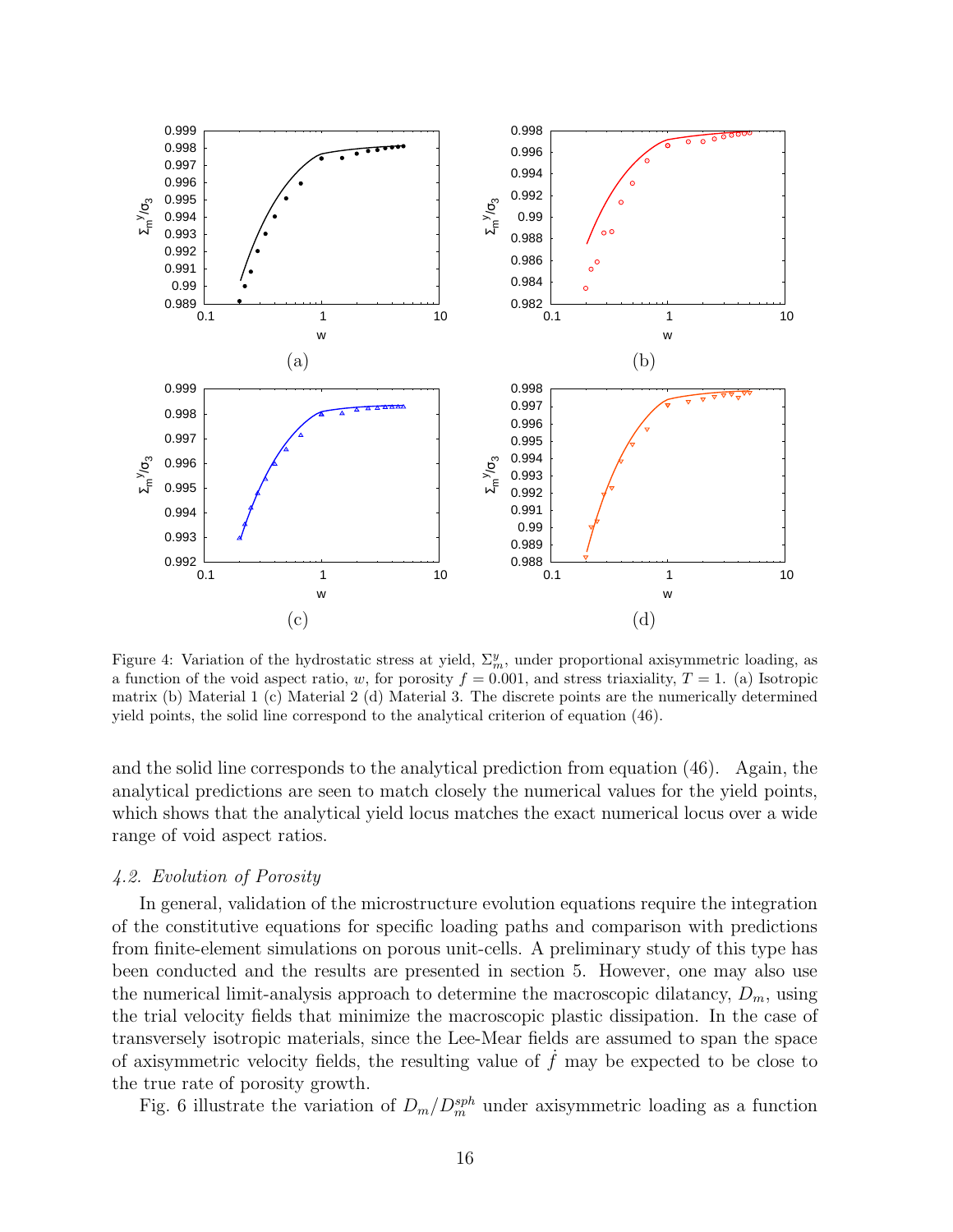Figure 4: Variation of the hydrostatic stress at yield, $\Sigma_m^y$, under proportional axisymmetric loading, as a function of the void aspect ratio, $w$, for porosity $f = 0.001$, and stress triaxiality, $T = 1$. (a) Isotropic matrix (b) Material 1 (c) Material 2 (d) Material 3. The discrete points are the numerically determined yield points, the solid line correspond to the analytical criterion of equation (46).

and the solid line corresponds to the analytical prediction from equation (46). Again, the analytical predictions are seen to match closely the numerical values for the yield points, which shows that the analytical yield locus matches the exact numerical locus over a wide range of void aspect ratios.

### *4.2. Evolution of Porosity*

In general, validation of the microstructure evolution equations require the integration of the constitutive equations for specific loading paths and comparison with predictions from finite-element simulations on porous unit-cells. A preliminary study of this type has been conducted and the results are presented in section 5. However, one may also use the numerical limit-analysis approach to determine the macroscopic dilatancy, $D_m$, using the trial velocity fields that minimize the macroscopic plastic dissipation. In the case of transversely isotropic materials, since the Lee-Mear fields are assumed to span the space of axisymmetric velocity fields, the resulting value of $\dot{f}$ may be expected to be close to the true rate of porosity growth.

Fig. 6 illustrate the variation of $D_m/D_m^{sph}$ under axisymmetric loading as a function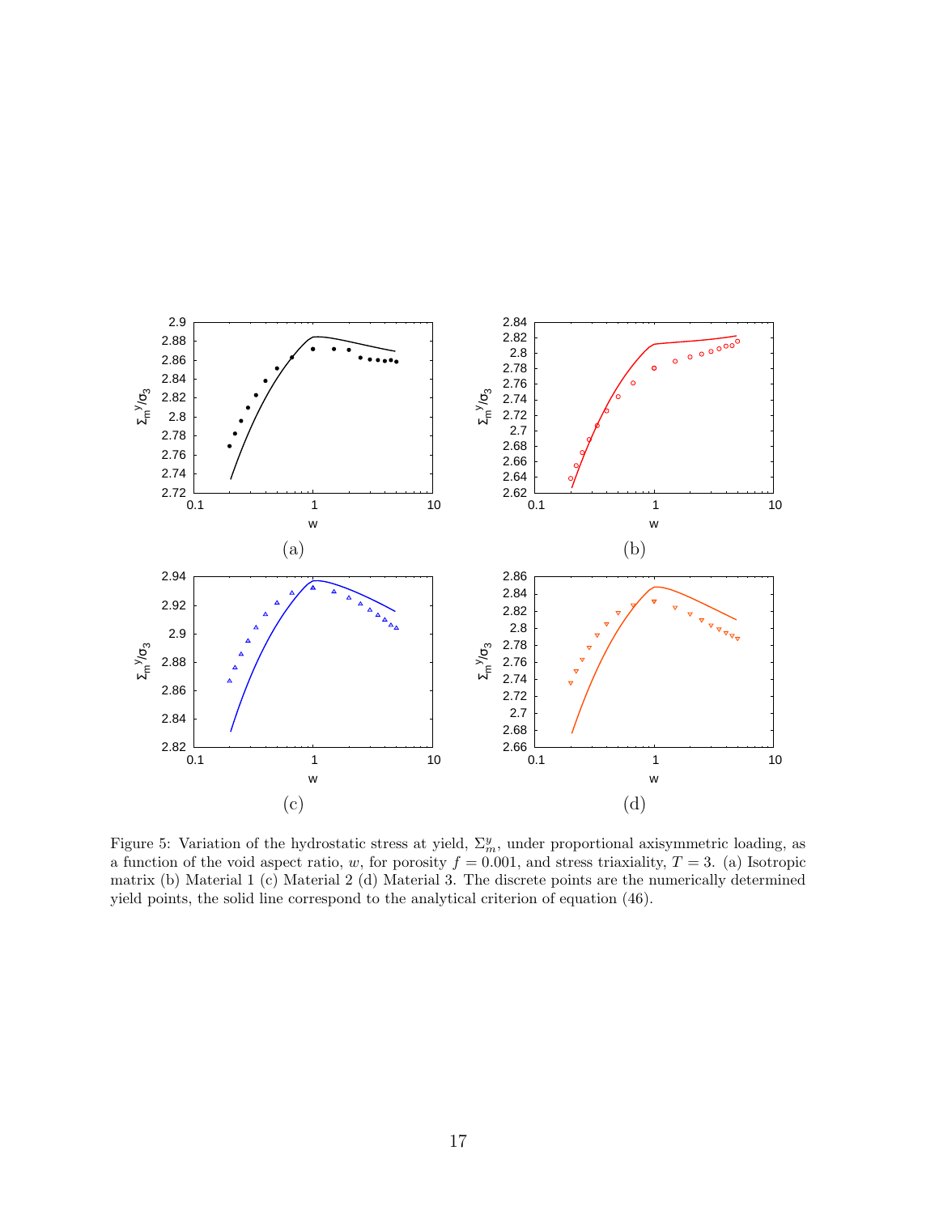Figure 5: Variation of the hydrostatic stress at yield, $\Sigma_m^y$, under proportional axisymmetric loading, as a function of the void aspect ratio, $w$, for porosity $f = 0.001$, and stress triaxiality, $T = 3$. (a) Isotropic matrix (b) Material 1 (c) Material 2 (d) Material 3. The discrete points are the numerically determined yield points, the solid line correspond to the analytical criterion of equation (46).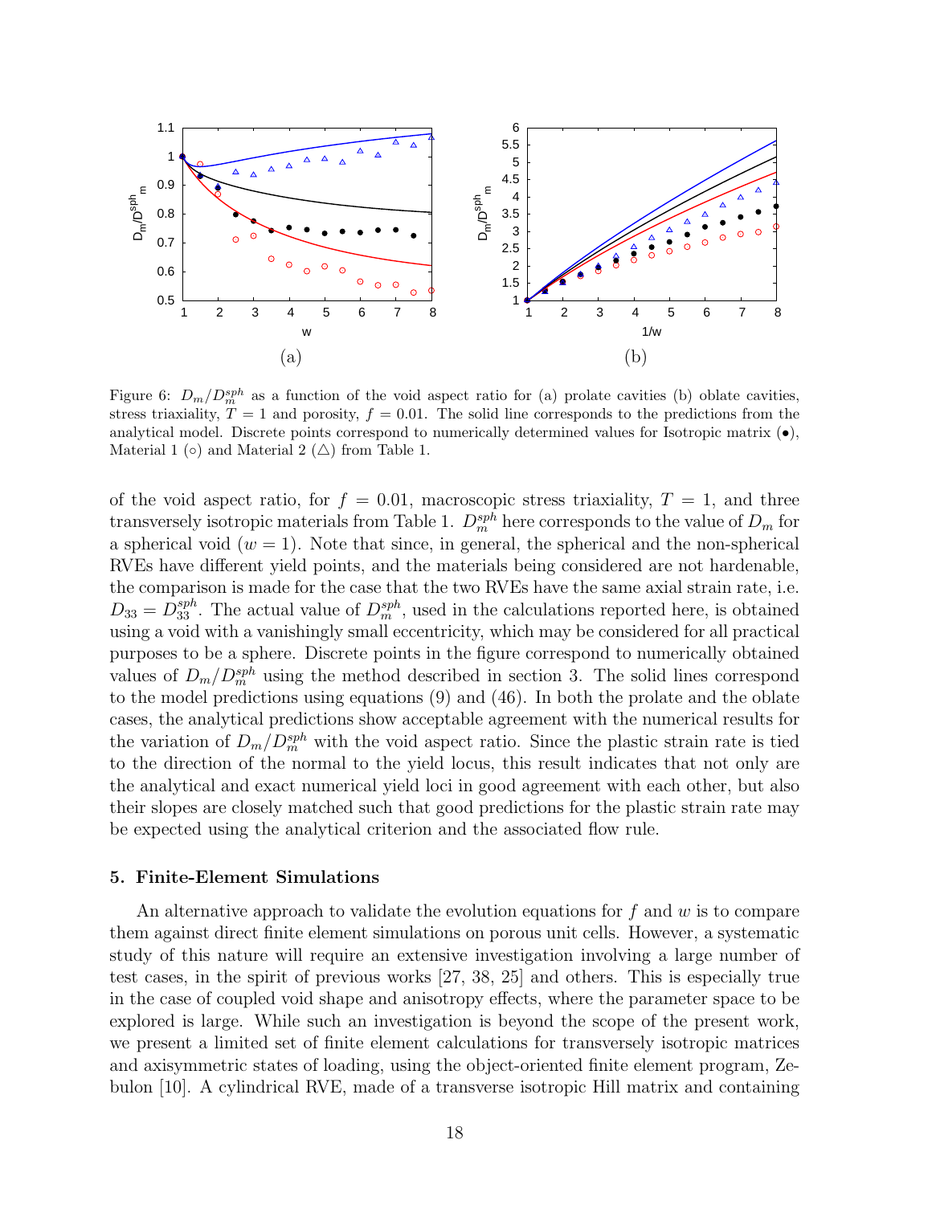Figure 6: $D_m/D_m^{sph}$ as a function of the void aspect ratio for (a) prolate cavities (b) oblate cavities, stress triaxiality, $T = 1$ and porosity, $f = 0.01$. The solid line corresponds to the predictions from the analytical model. Discrete points correspond to numerically determined values for Isotropic matrix (•), Material 1 (○) and Material 2 (△) from Table 1.

of the void aspect ratio, for $f = 0.01$, macroscopic stress triaxiality, $T = 1$, and three transversely isotropic materials from Table 1. $D_m^{sph}$ here corresponds to the value of $D_m$ for a spherical void ($w = 1$). Note that since, in general, the spherical and the non-spherical RVEs have different yield points, and the materials being considered are not hardenable, the comparison is made for the case that the two RVEs have the same axial strain rate, i.e. $D_{33} = D_{33}^{sph}$. The actual value of $D_m^{sph}$, used in the calculations reported here, is obtained using a void with a vanishingly small eccentricity, which may be considered for all practical purposes to be a sphere. Discrete points in the figure correspond to numerically obtained values of $D_m/D_m^{sph}$ using the method described in section 3. The solid lines correspond to the model predictions using equations (9) and (46). In both the prolate and the oblate cases, the analytical predictions show acceptable agreement with the numerical results for the variation of $D_m/D_m^{sph}$ with the void aspect ratio. Since the plastic strain rate is tied to the direction of the normal to the yield locus, this result indicates that not only are the analytical and exact numerical yield loci in good agreement with each other, but also their slopes are closely matched such that good predictions for the plastic strain rate may be expected using the analytical criterion and the associated flow rule.

## 5. Finite-Element Simulations

An alternative approach to validate the evolution equations for $f$ and $w$ is to compare them against direct finite element simulations on porous unit cells. However, a systematic study of this nature will require an extensive investigation involving a large number of test cases, in the spirit of previous works [27, 38, 25] and others. This is especially true in the case of coupled void shape and anisotropy effects, where the parameter space to be explored is large. While such an investigation is beyond the scope of the present work, we present a limited set of finite element calculations for transversely isotropic matrices and axisymmetric states of loading, using the object-oriented finite element program, Zebulon [10]. A cylindrical RVE, made of a transverse isotropic Hill matrix and containing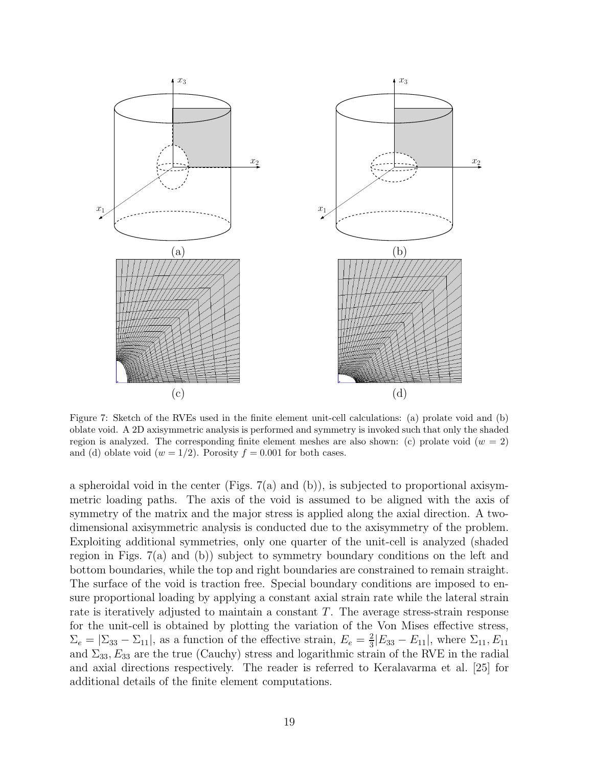Figure 7: Sketch of the RVEs used in the finite element unit-cell calculations: (a) prolate void and (b) oblate void. A 2D axisymmetric analysis is performed and symmetry is invoked such that only the shaded region is analyzed. The corresponding finite element meshes are also shown: (c) prolate void ($w = 2$) and (d) oblate void ($w = 1/2$). Porosity $f = 0.001$ for both cases.

a spheroidal void in the center (Figs. 7(a) and (b)), is subjected to proportional axisymmetric loading paths. The axis of the void is assumed to be aligned with the axis of symmetry of the matrix and the major stress is applied along the axial direction. A two-dimensional axisymmetric analysis is conducted due to the axisymmetry of the problem. Exploiting additional symmetries, only one quarter of the unit-cell is analyzed (shaded region in Figs. 7(a) and (b)) subject to symmetry boundary conditions on the left and bottom boundaries, while the top and right boundaries are constrained to remain straight. The surface of the void is traction free. Special boundary conditions are imposed to ensure proportional loading by applying a constant axial strain rate while the lateral strain rate is iteratively adjusted to maintain a constant $T$. The average stress-strain response for the unit-cell is obtained by plotting the variation of the Von Mises effective stress, $\Sigma_e = |\Sigma_{33} - \Sigma_{11}|$, as a function of the effective strain, $E_e = \frac{2}{3}|E_{33} - E_{11}|$, where $\Sigma_{11}, E_{11}$ and $\Sigma_{33}, E_{33}$ are the true (Cauchy) stress and logarithmic strain of the RVE in the radial and axial directions respectively. The reader is referred to Keralavarma et al. [25] for additional details of the finite element computations.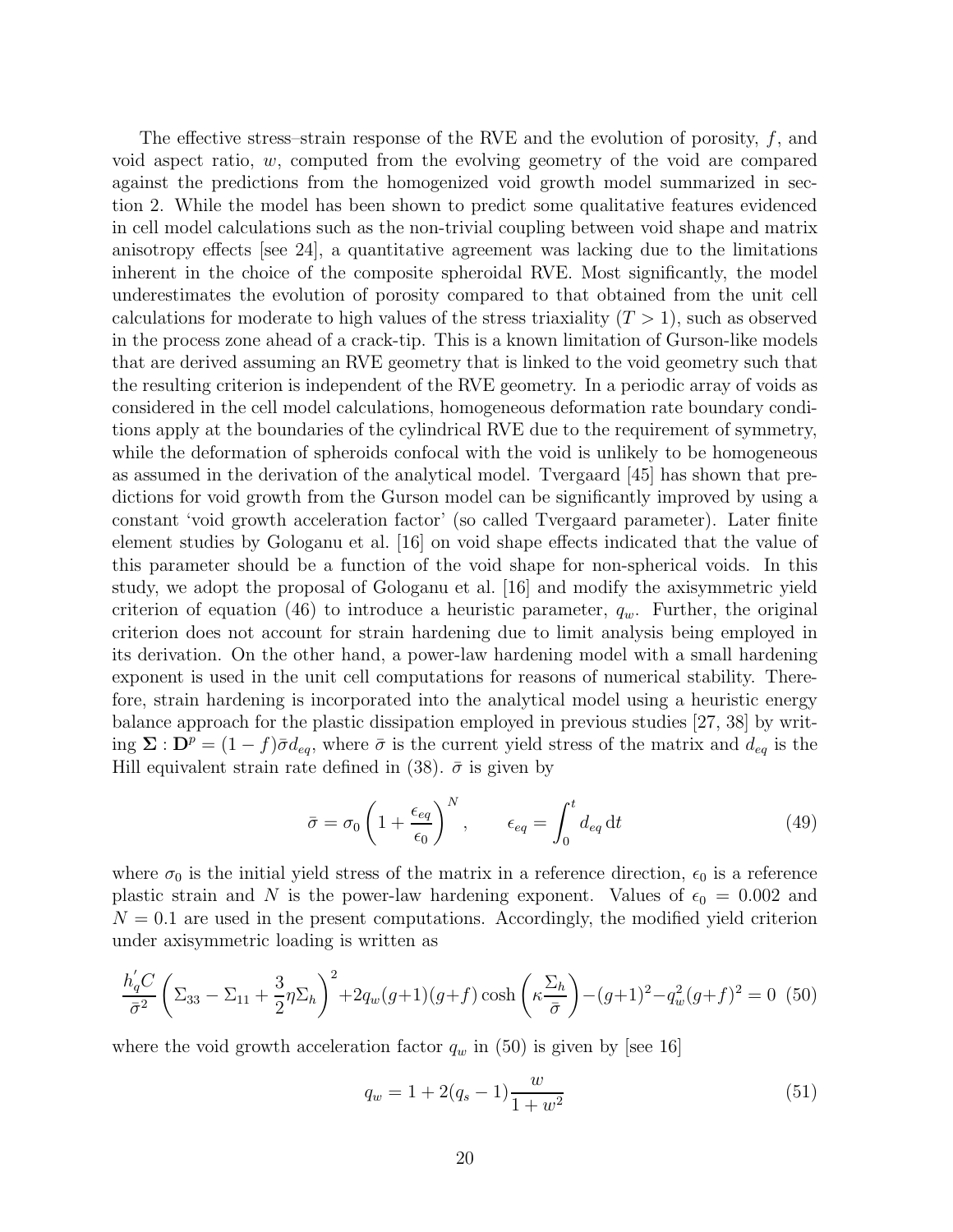The effective stress–strain response of the RVE and the evolution of porosity, $f$, and void aspect ratio, $w$, computed from the evolving geometry of the void are compared against the predictions from the homogenized void growth model summarized in section 2. While the model has been shown to predict some qualitative features evidenced in cell model calculations such as the non-trivial coupling between void shape and matrix anisotropy effects [see 24], a quantitative agreement was lacking due to the limitations inherent in the choice of the composite spheroidal RVE. Most significantly, the model underestimates the evolution of porosity compared to that obtained from the unit cell calculations for moderate to high values of the stress triaxiality ($T > 1$), such as observed in the process zone ahead of a crack-tip. This is a known limitation of Gurson-like models that are derived assuming an RVE geometry that is linked to the void geometry such that the resulting criterion is independent of the RVE geometry. In a periodic array of voids as considered in the cell model calculations, homogeneous deformation rate boundary conditions apply at the boundaries of the cylindrical RVE due to the requirement of symmetry, while the deformation of spheroids confocal with the void is unlikely to be homogeneous as assumed in the derivation of the analytical model. Tvergaard [45] has shown that predictions for void growth from the Gurson model can be significantly improved by using a constant 'void growth acceleration factor' (so called Tvergaard parameter). Later finite element studies by Gologanu et al. [16] on void shape effects indicated that the value of this parameter should be a function of the void shape for non-spherical voids. In this study, we adopt the proposal of Gologanu et al. [16] and modify the axisymmetric yield criterion of equation (46) to introduce a heuristic parameter, $q_w$. Further, the original criterion does not account for strain hardening due to limit analysis being employed in its derivation. On the other hand, a power-law hardening model with a small hardening exponent is used in the unit cell computations for reasons of numerical stability. Therefore, strain hardening is incorporated into the analytical model using a heuristic energy balance approach for the plastic dissipation employed in previous studies [27, 38] by writing $\mathbf{\Sigma} : \mathbf{D}^p = (1 - f)\bar{\sigma} d_{eq}$, where $\bar{\sigma}$ is the current yield stress of the matrix and $d_{eq}$ is the Hill equivalent strain rate defined in (38). $\bar{\sigma}$ is given by

$$\bar{\sigma} = \sigma_0 \left(1 + \frac{\epsilon_{eq}}{\epsilon_0}\right)^N, \qquad \epsilon_{eq} = \int_0^t d_{eq}\,\mathrm{d}t \tag{49}$$

where $\sigma_0$ is the initial yield stress of the matrix in a reference direction, $\epsilon_0$ is a reference plastic strain and $N$ is the power-law hardening exponent. Values of $\epsilon_0 = 0.002$ and $N = 0.1$ are used in the present computations. Accordingly, the modified yield criterion under axisymmetric loading is written as

$$\frac{h_q^{'} C}{\bar{\sigma}^2}\left(\Sigma_{33} - \Sigma_{11} + \frac{3}{2}\eta\Sigma_h\right)^2 + 2q_w(g+1)(g+f)\cosh\left(\kappa\frac{\Sigma_h}{\bar{\sigma}}\right) - (g+1)^2 - q_w^2(g+f)^2 = 0 \tag{50}$$

where the void growth acceleration factor $q_w$ in (50) is given by [see 16]

$$q_w = 1 + 2(q_s - 1)\frac{w}{1 + w^2} \tag{51}$$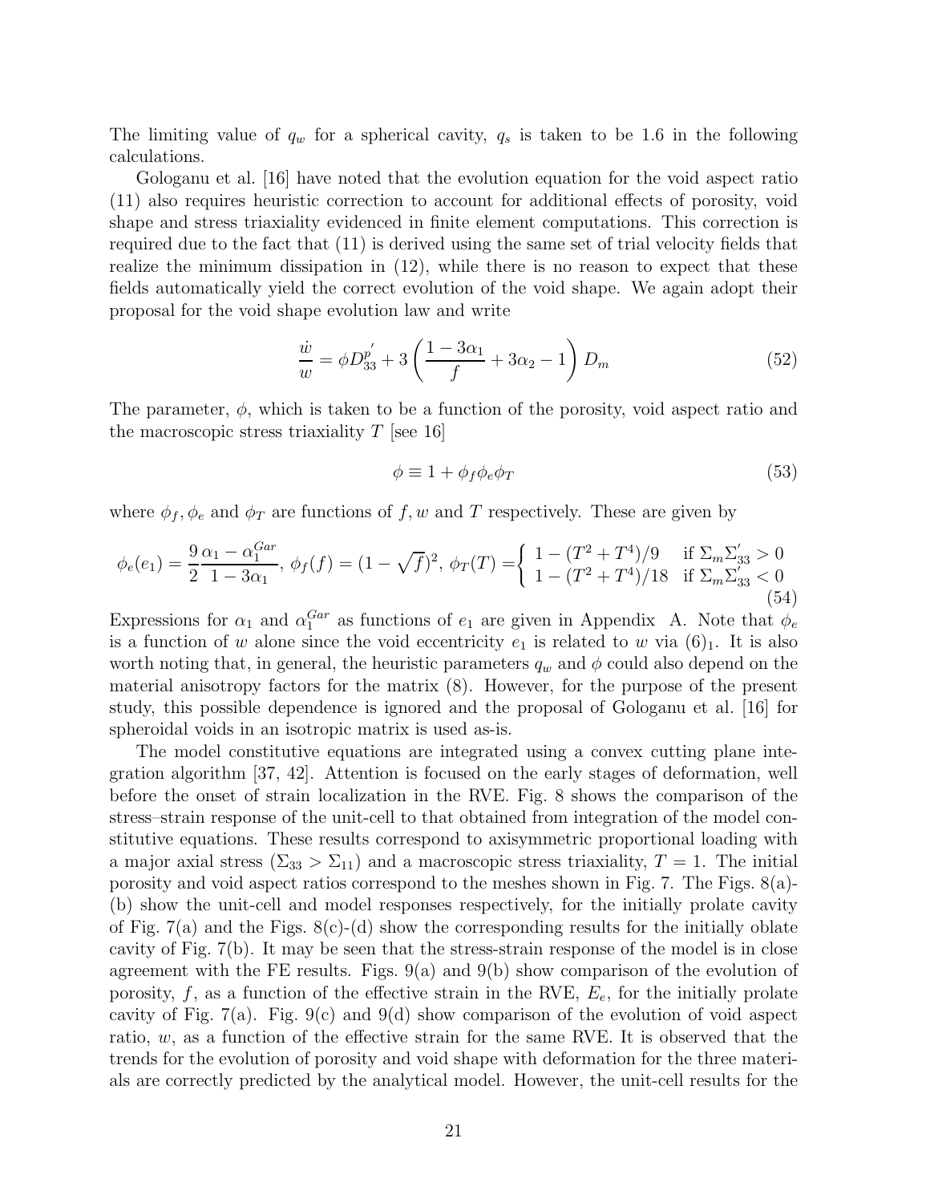The limiting value of $q_w$ for a spherical cavity, $q_s$ is taken to be 1.6 in the following calculations.

Gologanu et al. [16] have noted that the evolution equation for the void aspect ratio (11) also requires heuristic correction to account for additional effects of porosity, void shape and stress triaxiality evidenced in finite element computations. This correction is required due to the fact that (11) is derived using the same set of trial velocity fields that realize the minimum dissipation in (12), while there is no reason to expect that these fields automatically yield the correct evolution of the void shape. We again adopt their proposal for the void shape evolution law and write

$$\frac{\dot{w}}{w} = \phi D_{33}^{p'} + 3\left(\frac{1-3\alpha_1}{f} + 3\alpha_2 - 1\right) D_m \tag{52}$$

The parameter, $\phi$, which is taken to be a function of the porosity, void aspect ratio and the macroscopic stress triaxiality $T$ [see 16]

$$\phi \equiv 1 + \phi_f \phi_e \phi_T \tag{53}$$

where $\phi_f, \phi_e$ and $\phi_T$ are functions of $f, w$ and $T$ respectively. These are given by

$$\phi_e(e_1) = \frac{9}{2}\frac{\alpha_1 - \alpha_1^{Gar}}{1-3\alpha_1},\ \phi_f(f) = (1-\sqrt{f})^2,\ \phi_T(T) = \begin{cases} 1-(T^2+T^4)/9 & \text{if } \Sigma_m \Sigma_{33}^{'} > 0 \\ 1-(T^2+T^4)/18 & \text{if } \Sigma_m \Sigma_{33}^{'} < 0 \end{cases} \tag{54}$$

Expressions for $\alpha_1$ and $\alpha_1^{Gar}$ as functions of $e_1$ are given in Appendix A. Note that $\phi_e$ is a function of $w$ alone since the void eccentricity $e_1$ is related to $w$ via $(6)_1$. It is also worth noting that, in general, the heuristic parameters $q_w$ and $\phi$ could also depend on the material anisotropy factors for the matrix (8). However, for the purpose of the present study, this possible dependence is ignored and the proposal of Gologanu et al. [16] for spheroidal voids in an isotropic matrix is used as-is.

The model constitutive equations are integrated using a convex cutting plane integration algorithm [37, 42]. Attention is focused on the early stages of deformation, well before the onset of strain localization in the RVE. Fig. 8 shows the comparison of the stress–strain response of the unit-cell to that obtained from integration of the model constitutive equations. These results correspond to axisymmetric proportional loading with a major axial stress ($\Sigma_{33} > \Sigma_{11}$) and a macroscopic stress triaxiality, $T = 1$. The initial porosity and void aspect ratios correspond to the meshes shown in Fig. 7. The Figs. 8(a)-(b) show the unit-cell and model responses respectively, for the initially prolate cavity of Fig. 7(a) and the Figs. 8(c)-(d) show the corresponding results for the initially oblate cavity of Fig. 7(b). It may be seen that the stress-strain response of the model is in close agreement with the FE results. Figs. 9(a) and 9(b) show comparison of the evolution of porosity, $f$, as a function of the effective strain in the RVE, $E_e$, for the initially prolate cavity of Fig. 7(a). Fig. 9(c) and 9(d) show comparison of the evolution of void aspect ratio, $w$, as a function of the effective strain for the same RVE. It is observed that the trends for the evolution of porosity and void shape with deformation for the three materials are correctly predicted by the analytical model. However, the unit-cell results for the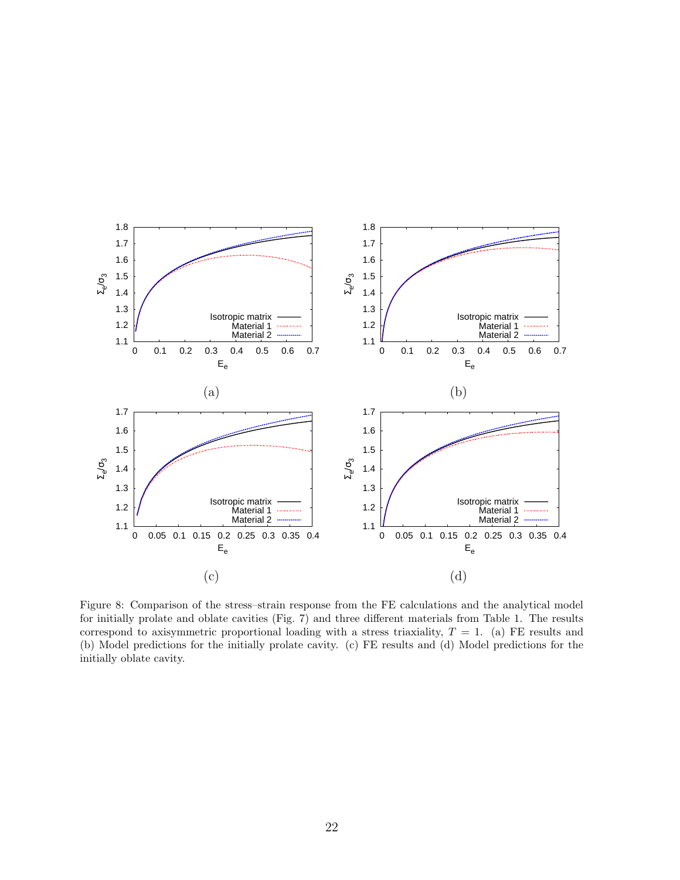Figure 8: Comparison of the stress–strain response from the FE calculations and the analytical model for initially prolate and oblate cavities (Fig. 7) and three different materials from Table 1. The results correspond to axisymmetric proportional loading with a stress triaxiality, $T = 1$. (a) FE results and (b) Model predictions for the initially prolate cavity. (c) FE results and (d) Model predictions for the initially oblate cavity.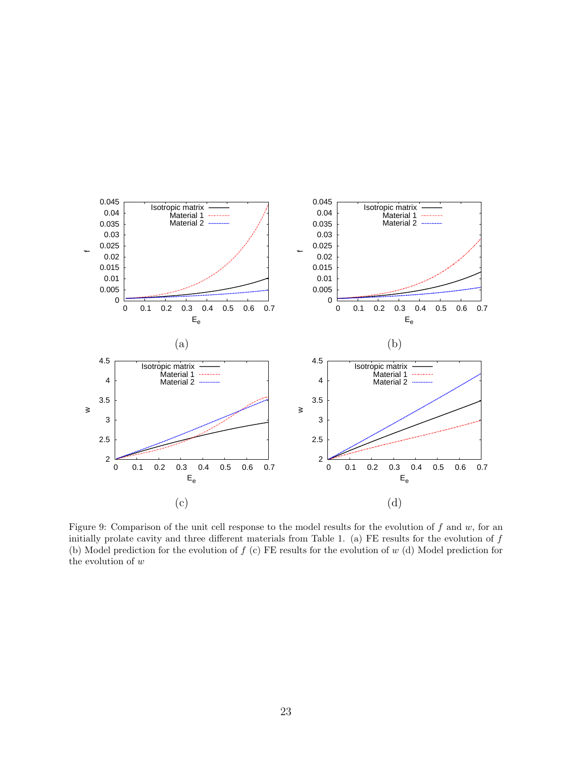Figure 9: Comparison of the unit cell response to the model results for the evolution of $f$ and $w$, for an initially prolate cavity and three different materials from Table 1. (a) FE results for the evolution of $f$ (b) Model prediction for the evolution of $f$ (c) FE results for the evolution of $w$ (d) Model prediction for the evolution of $w$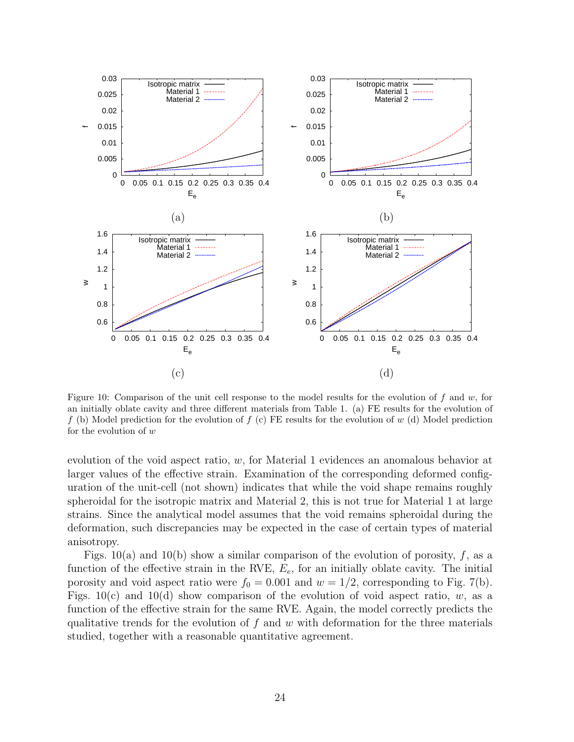Figure 10: Comparison of the unit cell response to the model results for the evolution of $f$ and $w$, for an initially oblate cavity and three different materials from Table 1. (a) FE results for the evolution of $f$ (b) Model prediction for the evolution of $f$ (c) FE results for the evolution of $w$ (d) Model prediction for the evolution of $w$

evolution of the void aspect ratio, $w$, for Material 1 evidences an anomalous behavior at larger values of the effective strain. Examination of the corresponding deformed configuration of the unit-cell (not shown) indicates that while the void shape remains roughly spheroidal for the isotropic matrix and Material 2, this is not true for Material 1 at large strains. Since the analytical model assumes that the void remains spheroidal during the deformation, such discrepancies may be expected in the case of certain types of material anisotropy.

Figs. 10(a) and 10(b) show a similar comparison of the evolution of porosity, $f$, as a function of the effective strain in the RVE, $E_e$, for an initially oblate cavity. The initial porosity and void aspect ratio were $f_0 = 0.001$ and $w = 1/2$, corresponding to Fig. 7(b). Figs. 10(c) and 10(d) show comparison of the evolution of void aspect ratio, $w$, as a function of the effective strain for the same RVE. Again, the model correctly predicts the qualitative trends for the evolution of $f$ and $w$ with deformation for the three materials studied, together with a reasonable quantitative agreement.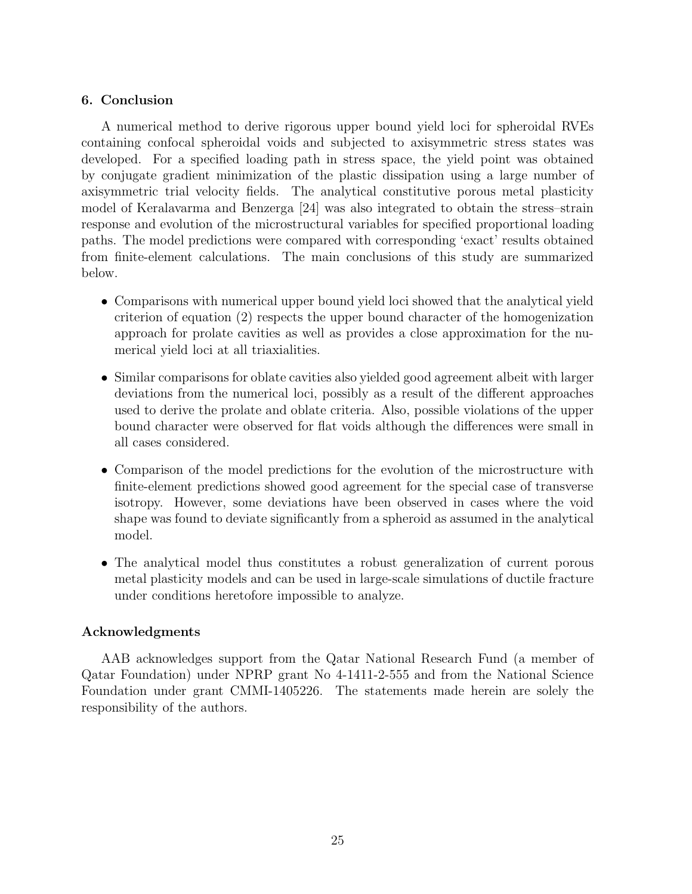## 6. Conclusion

A numerical method to derive rigorous upper bound yield loci for spheroidal RVEs containing confocal spheroidal voids and subjected to axisymmetric stress states was developed. For a specified loading path in stress space, the yield point was obtained by conjugate gradient minimization of the plastic dissipation using a large number of axisymmetric trial velocity fields. The analytical constitutive porous metal plasticity model of Keralavarma and Benzerga [24] was also integrated to obtain the stress–strain response and evolution of the microstructural variables for specified proportional loading paths. The model predictions were compared with corresponding 'exact' results obtained from finite-element calculations. The main conclusions of this study are summarized below.

- Comparisons with numerical upper bound yield loci showed that the analytical yield criterion of equation (2) respects the upper bound character of the homogenization approach for prolate cavities as well as provides a close approximation for the numerical yield loci at all triaxialities.
- Similar comparisons for oblate cavities also yielded good agreement albeit with larger deviations from the numerical loci, possibly as a result of the different approaches used to derive the prolate and oblate criteria. Also, possible violations of the upper bound character were observed for flat voids although the differences were small in all cases considered.
- Comparison of the model predictions for the evolution of the microstructure with finite-element predictions showed good agreement for the special case of transverse isotropy. However, some deviations have been observed in cases where the void shape was found to deviate significantly from a spheroid as assumed in the analytical model.
- The analytical model thus constitutes a robust generalization of current porous metal plasticity models and can be used in large-scale simulations of ductile fracture under conditions heretofore impossible to analyze.

## Acknowledgments

AAB acknowledges support from the Qatar National Research Fund (a member of Qatar Foundation) under NPRP grant No 4-1411-2-555 and from the National Science Foundation under grant CMMI-1405226. The statements made herein are solely the responsibility of the authors.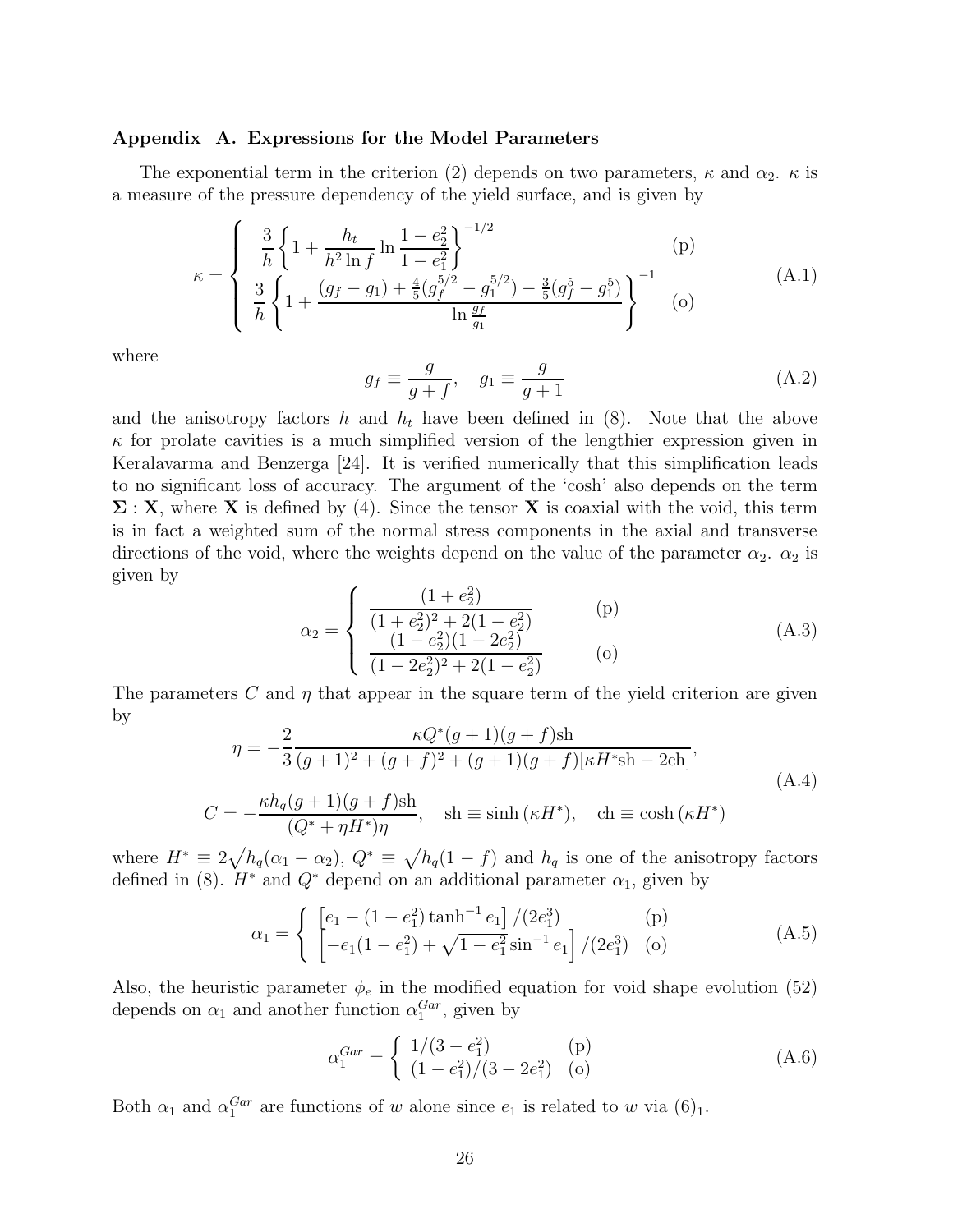### Appendix A. Expressions for the Model Parameters

The exponential term in the criterion (2) depends on two parameters, $\kappa$ and $\alpha_2$. $\kappa$ is a measure of the pressure dependency of the yield surface, and is given by

$$
\kappa = \begin{cases} \dfrac{3}{h}\left\{1 + \dfrac{h_t}{h^2 \ln f} \ln \dfrac{1-e_2^2}{1-e_1^2}\right\}^{-1/2} & \text{(p)} \\ \dfrac{3}{h}\left\{1 + \dfrac{(g_f - g_1) + \frac{4}{5}(g_f^{5/2} - g_1^{5/2}) - \frac{3}{5}(g_f^5 - g_1^5)}{\ln \frac{g_f}{g_1}}\right\}^{-1} & \text{(o)} \end{cases} \tag{A.1}
$$

where

$$
g_f \equiv \frac{g}{g+f}, \quad g_1 \equiv \frac{g}{g+1} \tag{A.2}
$$

and the anisotropy factors $h$ and $h_t$ have been defined in (8). Note that the above $\kappa$ for prolate cavities is a much simplified version of the lengthier expression given in Keralavarma and Benzerga [24]. It is verified numerically that this simplification leads to no significant loss of accuracy. The argument of the 'cosh' also depends on the term $\mathbf{\Sigma} : \mathbf{X}$, where $\mathbf{X}$ is defined by (4). Since the tensor $\mathbf{X}$ is coaxial with the void, this term is in fact a weighted sum of the normal stress components in the axial and transverse directions of the void, where the weights depend on the value of the parameter $\alpha_2$. $\alpha_2$ is given by

$$
\alpha_2 = \begin{cases} \dfrac{(1+e_2^2)}{(1+e_2^2)^2 + 2(1-e_2^2)} & \text{(p)} \\ \dfrac{(1-e_2^2)(1-2e_2^2)}{(1-2e_2^2)^2 + 2(1-e_2^2)} & \text{(o)} \end{cases} \tag{A.3}
$$

The parameters $C$ and $\eta$ that appear in the square term of the yield criterion are given by

$$
\begin{aligned}
\eta &= -\frac{2}{3} \frac{\kappa Q^*(g+1)(g+f)\mathrm{sh}}{(g+1)^2 + (g+f)^2 + (g+1)(g+f)[\kappa H^* \mathrm{sh} - 2\mathrm{ch}]}, \\
C &= -\frac{\kappa h_q (g+1)(g+f)\mathrm{sh}}{(Q^* + \eta H^*)\eta}, \quad \mathrm{sh} \equiv \sinh(\kappa H^*), \quad \mathrm{ch} \equiv \cosh(\kappa H^*)
\end{aligned} \tag{A.4}
$$

where $H^* \equiv 2\sqrt{h_q}(\alpha_1 - \alpha_2)$, $Q^* \equiv \sqrt{h_q}(1-f)$ and $h_q$ is one of the anisotropy factors defined in (8). $H^*$ and $Q^*$ depend on an additional parameter $\alpha_1$, given by

$$
\alpha_1 = \begin{cases} \left[e_1 - (1-e_1^2)\tanh^{-1} e_1\right]/(2e_1^3) & \text{(p)} \\ \left[-e_1(1-e_1^2) + \sqrt{1-e_1^2}\sin^{-1} e_1\right]/(2e_1^3) & \text{(o)} \end{cases} \tag{A.5}
$$

Also, the heuristic parameter $\phi_e$ in the modified equation for void shape evolution (52) depends on $\alpha_1$ and another function $\alpha_1^{Gar}$, given by

$$
\alpha_1^{Gar} = \begin{cases} 1/(3-e_1^2) & \text{(p)} \\ (1-e_1^2)/(3-2e_1^2) & \text{(o)} \end{cases} \tag{A.6}
$$

Both $\alpha_1$ and $\alpha_1^{Gar}$ are functions of $w$ alone since $e_1$ is related to $w$ via $(6)_1$.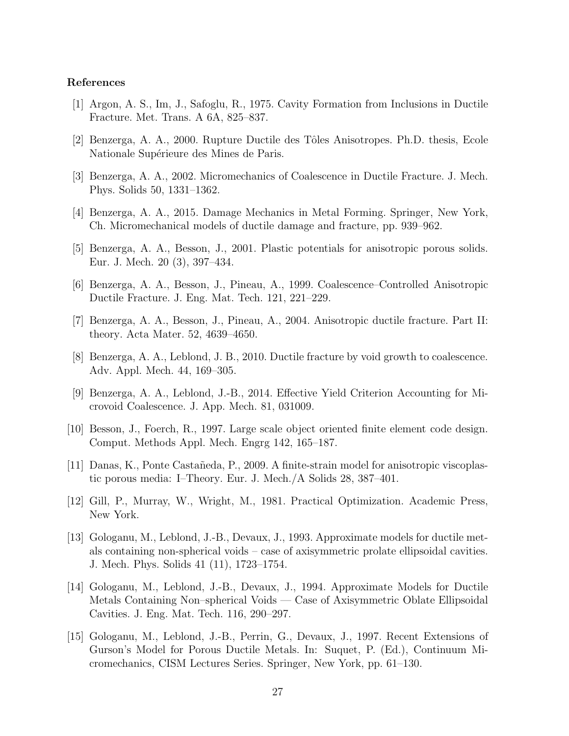### References

[1] Argon, A. S., Im, J., Safoglu, R., 1975. Cavity Formation from Inclusions in Ductile Fracture. Met. Trans. A 6A, 825–837.

[2] Benzerga, A. A., 2000. Rupture Ductile des Tôles Anisotropes. Ph.D. thesis, Ecole Nationale Supérieure des Mines de Paris.

[3] Benzerga, A. A., 2002. Micromechanics of Coalescence in Ductile Fracture. J. Mech. Phys. Solids 50, 1331–1362.

[4] Benzerga, A. A., 2015. Damage Mechanics in Metal Forming. Springer, New York, Ch. Micromechanical models of ductile damage and fracture, pp. 939–962.

[5] Benzerga, A. A., Besson, J., 2001. Plastic potentials for anisotropic porous solids. Eur. J. Mech. 20 (3), 397–434.

[6] Benzerga, A. A., Besson, J., Pineau, A., 1999. Coalescence–Controlled Anisotropic Ductile Fracture. J. Eng. Mat. Tech. 121, 221–229.

[7] Benzerga, A. A., Besson, J., Pineau, A., 2004. Anisotropic ductile fracture. Part II: theory. Acta Mater. 52, 4639–4650.

[8] Benzerga, A. A., Leblond, J. B., 2010. Ductile fracture by void growth to coalescence. Adv. Appl. Mech. 44, 169–305.

[9] Benzerga, A. A., Leblond, J.-B., 2014. Effective Yield Criterion Accounting for Microvoid Coalescence. J. App. Mech. 81, 031009.

[10] Besson, J., Foerch, R., 1997. Large scale object oriented finite element code design. Comput. Methods Appl. Mech. Engrg 142, 165–187.

[11] Danas, K., Ponte Castañeda, P., 2009. A finite-strain model for anisotropic viscoplastic porous media: I–Theory. Eur. J. Mech./A Solids 28, 387–401.

[12] Gill, P., Murray, W., Wright, M., 1981. Practical Optimization. Academic Press, New York.

[13] Gologanu, M., Leblond, J.-B., Devaux, J., 1993. Approximate models for ductile metals containing non-spherical voids – case of axisymmetric prolate ellipsoidal cavities. J. Mech. Phys. Solids 41 (11), 1723–1754.

[14] Gologanu, M., Leblond, J.-B., Devaux, J., 1994. Approximate Models for Ductile Metals Containing Non–spherical Voids — Case of Axisymmetric Oblate Ellipsoidal Cavities. J. Eng. Mat. Tech. 116, 290–297.

[15] Gologanu, M., Leblond, J.-B., Perrin, G., Devaux, J., 1997. Recent Extensions of Gurson's Model for Porous Ductile Metals. In: Suquet, P. (Ed.), Continuum Micromechanics, CISM Lectures Series. Springer, New York, pp. 61–130.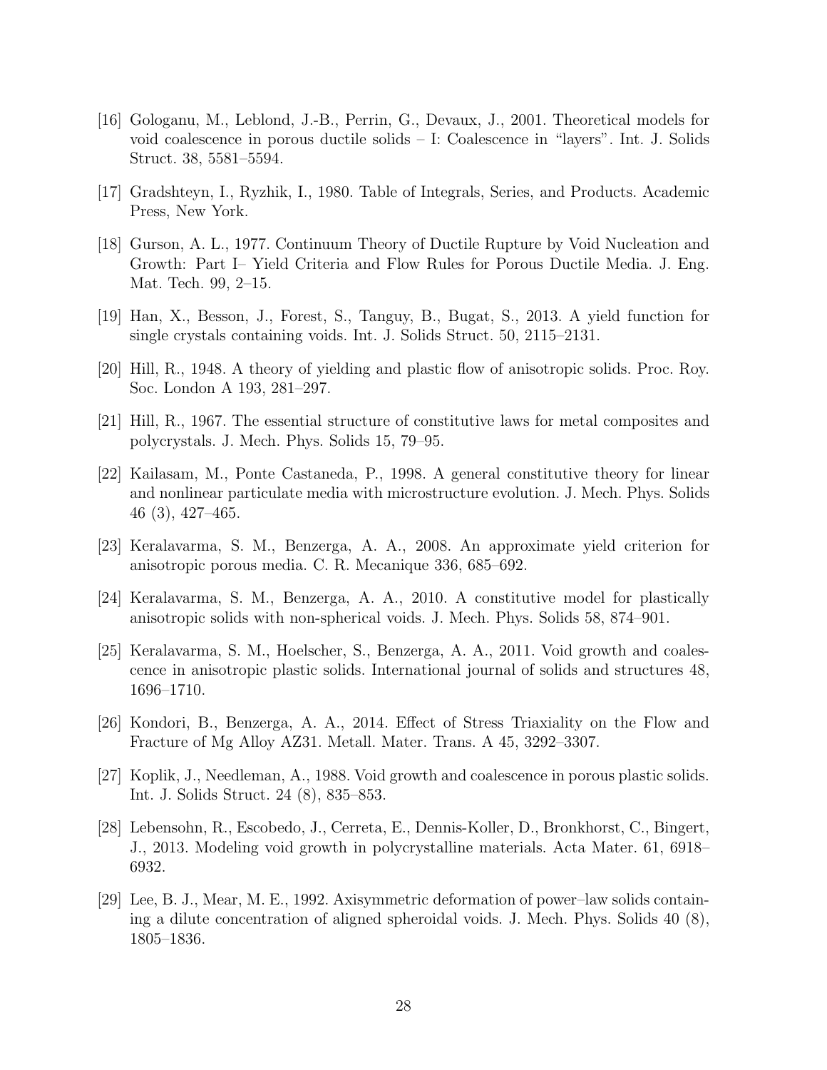[16] Gologanu, M., Leblond, J.-B., Perrin, G., Devaux, J., 2001. Theoretical models for void coalescence in porous ductile solids – I: Coalescence in "layers". Int. J. Solids Struct. 38, 5581–5594.

[17] Gradshteyn, I., Ryzhik, I., 1980. Table of Integrals, Series, and Products. Academic Press, New York.

[18] Gurson, A. L., 1977. Continuum Theory of Ductile Rupture by Void Nucleation and Growth: Part I– Yield Criteria and Flow Rules for Porous Ductile Media. J. Eng. Mat. Tech. 99, 2–15.

[19] Han, X., Besson, J., Forest, S., Tanguy, B., Bugat, S., 2013. A yield function for single crystals containing voids. Int. J. Solids Struct. 50, 2115–2131.

[20] Hill, R., 1948. A theory of yielding and plastic flow of anisotropic solids. Proc. Roy. Soc. London A 193, 281–297.

[21] Hill, R., 1967. The essential structure of constitutive laws for metal composites and polycrystals. J. Mech. Phys. Solids 15, 79–95.

[22] Kailasam, M., Ponte Castaneda, P., 1998. A general constitutive theory for linear and nonlinear particulate media with microstructure evolution. J. Mech. Phys. Solids 46 (3), 427–465.

[23] Keralavarma, S. M., Benzerga, A. A., 2008. An approximate yield criterion for anisotropic porous media. C. R. Mecanique 336, 685–692.

[24] Keralavarma, S. M., Benzerga, A. A., 2010. A constitutive model for plastically anisotropic solids with non-spherical voids. J. Mech. Phys. Solids 58, 874–901.

[25] Keralavarma, S. M., Hoelscher, S., Benzerga, A. A., 2011. Void growth and coalescence in anisotropic plastic solids. International journal of solids and structures 48, 1696–1710.

[26] Kondori, B., Benzerga, A. A., 2014. Effect of Stress Triaxiality on the Flow and Fracture of Mg Alloy AZ31. Metall. Mater. Trans. A 45, 3292–3307.

[27] Koplik, J., Needleman, A., 1988. Void growth and coalescence in porous plastic solids. Int. J. Solids Struct. 24 (8), 835–853.

[28] Lebensohn, R., Escobedo, J., Cerreta, E., Dennis-Koller, D., Bronkhorst, C., Bingert, J., 2013. Modeling void growth in polycrystalline materials. Acta Mater. 61, 6918–6932.

[29] Lee, B. J., Mear, M. E., 1992. Axisymmetric deformation of power–law solids containing a dilute concentration of aligned spheroidal voids. J. Mech. Phys. Solids 40 (8), 1805–1836.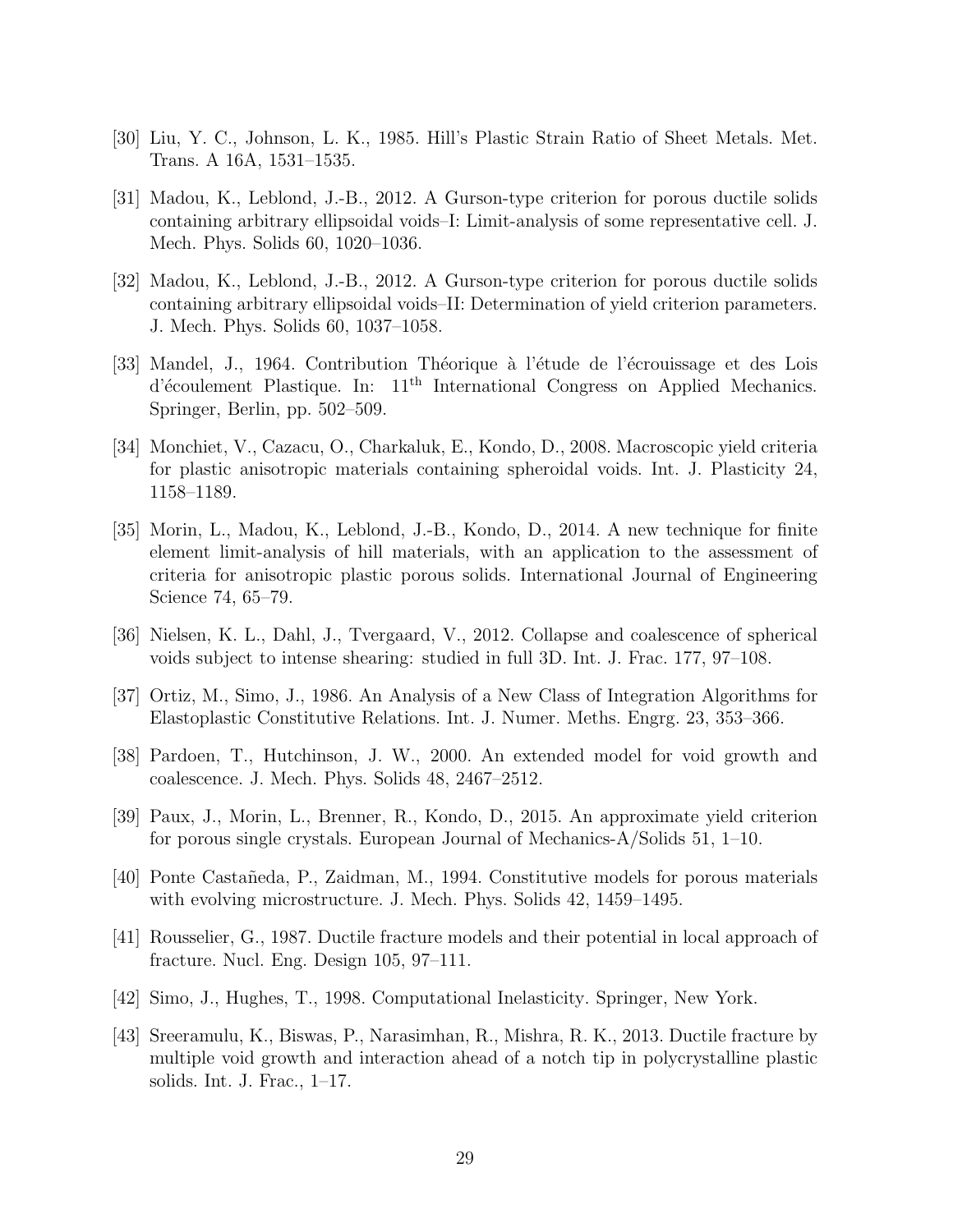[30] Liu, Y. C., Johnson, L. K., 1985. Hill's Plastic Strain Ratio of Sheet Metals. Met. Trans. A 16A, 1531–1535.

[31] Madou, K., Leblond, J.-B., 2012. A Gurson-type criterion for porous ductile solids containing arbitrary ellipsoidal voids–I: Limit-analysis of some representative cell. J. Mech. Phys. Solids 60, 1020–1036.

[32] Madou, K., Leblond, J.-B., 2012. A Gurson-type criterion for porous ductile solids containing arbitrary ellipsoidal voids–II: Determination of yield criterion parameters. J. Mech. Phys. Solids 60, 1037–1058.

[33] Mandel, J., 1964. Contribution Théorique à l'étude de l'écrouissage et des Lois d'écoulement Plastique. In: 11th International Congress on Applied Mechanics. Springer, Berlin, pp. 502–509.

[34] Monchiet, V., Cazacu, O., Charkaluk, E., Kondo, D., 2008. Macroscopic yield criteria for plastic anisotropic materials containing spheroidal voids. Int. J. Plasticity 24, 1158–1189.

[35] Morin, L., Madou, K., Leblond, J.-B., Kondo, D., 2014. A new technique for finite element limit-analysis of hill materials, with an application to the assessment of criteria for anisotropic plastic porous solids. International Journal of Engineering Science 74, 65–79.

[36] Nielsen, K. L., Dahl, J., Tvergaard, V., 2012. Collapse and coalescence of spherical voids subject to intense shearing: studied in full 3D. Int. J. Frac. 177, 97–108.

[37] Ortiz, M., Simo, J., 1986. An Analysis of a New Class of Integration Algorithms for Elastoplastic Constitutive Relations. Int. J. Numer. Meths. Engrg. 23, 353–366.

[38] Pardoen, T., Hutchinson, J. W., 2000. An extended model for void growth and coalescence. J. Mech. Phys. Solids 48, 2467–2512.

[39] Paux, J., Morin, L., Brenner, R., Kondo, D., 2015. An approximate yield criterion for porous single crystals. European Journal of Mechanics-A/Solids 51, 1–10.

[40] Ponte Castañeda, P., Zaidman, M., 1994. Constitutive models for porous materials with evolving microstructure. J. Mech. Phys. Solids 42, 1459–1495.

[41] Rousselier, G., 1987. Ductile fracture models and their potential in local approach of fracture. Nucl. Eng. Design 105, 97–111.

[42] Simo, J., Hughes, T., 1998. Computational Inelasticity. Springer, New York.

[43] Sreeramulu, K., Biswas, P., Narasimhan, R., Mishra, R. K., 2013. Ductile fracture by multiple void growth and interaction ahead of a notch tip in polycrystalline plastic solids. Int. J. Frac., 1–17.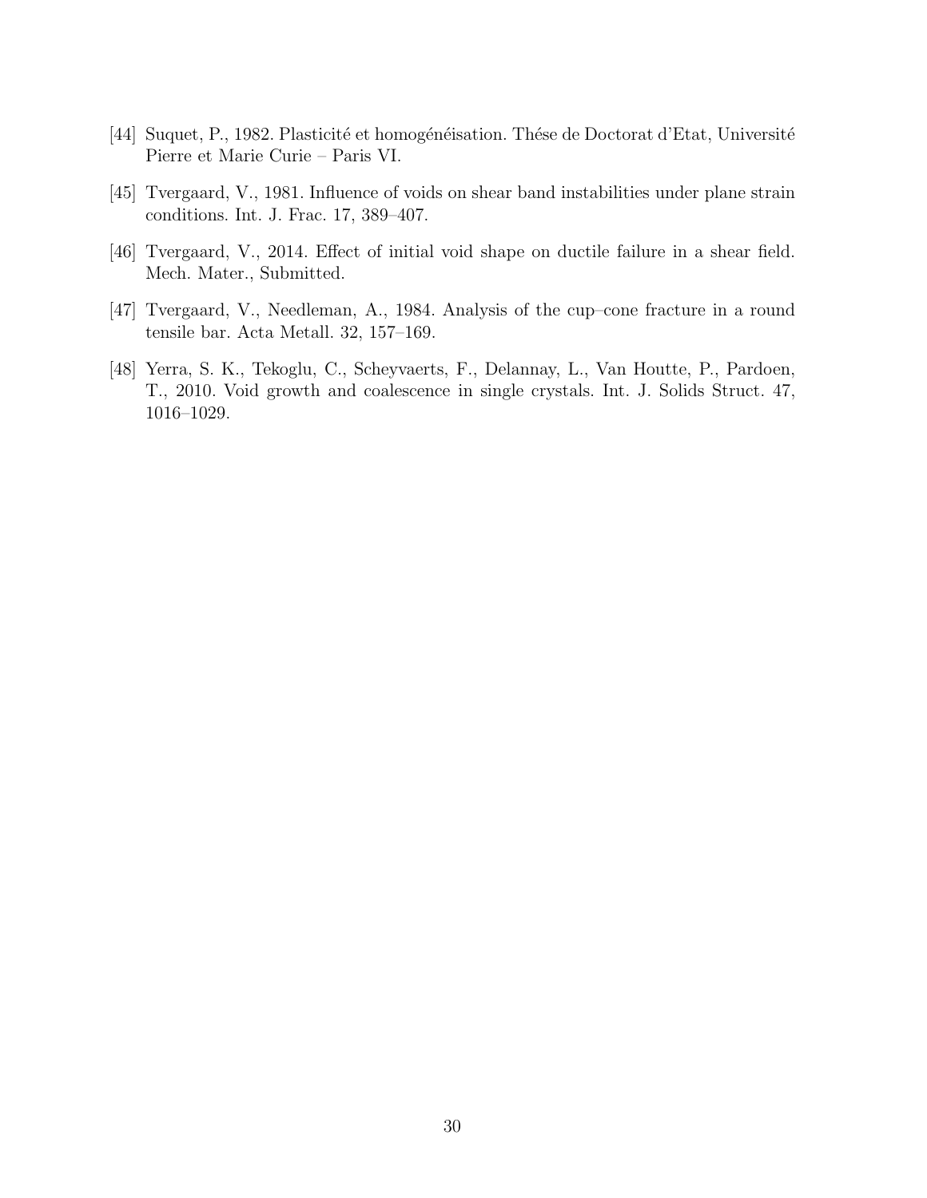[44] Suquet, P., 1982. Plasticité et homogénéisation. Thése de Doctorat d'Etat, Université Pierre et Marie Curie – Paris VI.

[45] Tvergaard, V., 1981. Influence of voids on shear band instabilities under plane strain conditions. Int. J. Frac. 17, 389–407.

[46] Tvergaard, V., 2014. Effect of initial void shape on ductile failure in a shear field. Mech. Mater., Submitted.

[47] Tvergaard, V., Needleman, A., 1984. Analysis of the cup–cone fracture in a round tensile bar. Acta Metall. 32, 157–169.

[48] Yerra, S. K., Tekoglu, C., Scheyvaerts, F., Delannay, L., Van Houtte, P., Pardoen, T., 2010. Void growth and coalescence in single crystals. Int. J. Solids Struct. 47, 1016–1029.